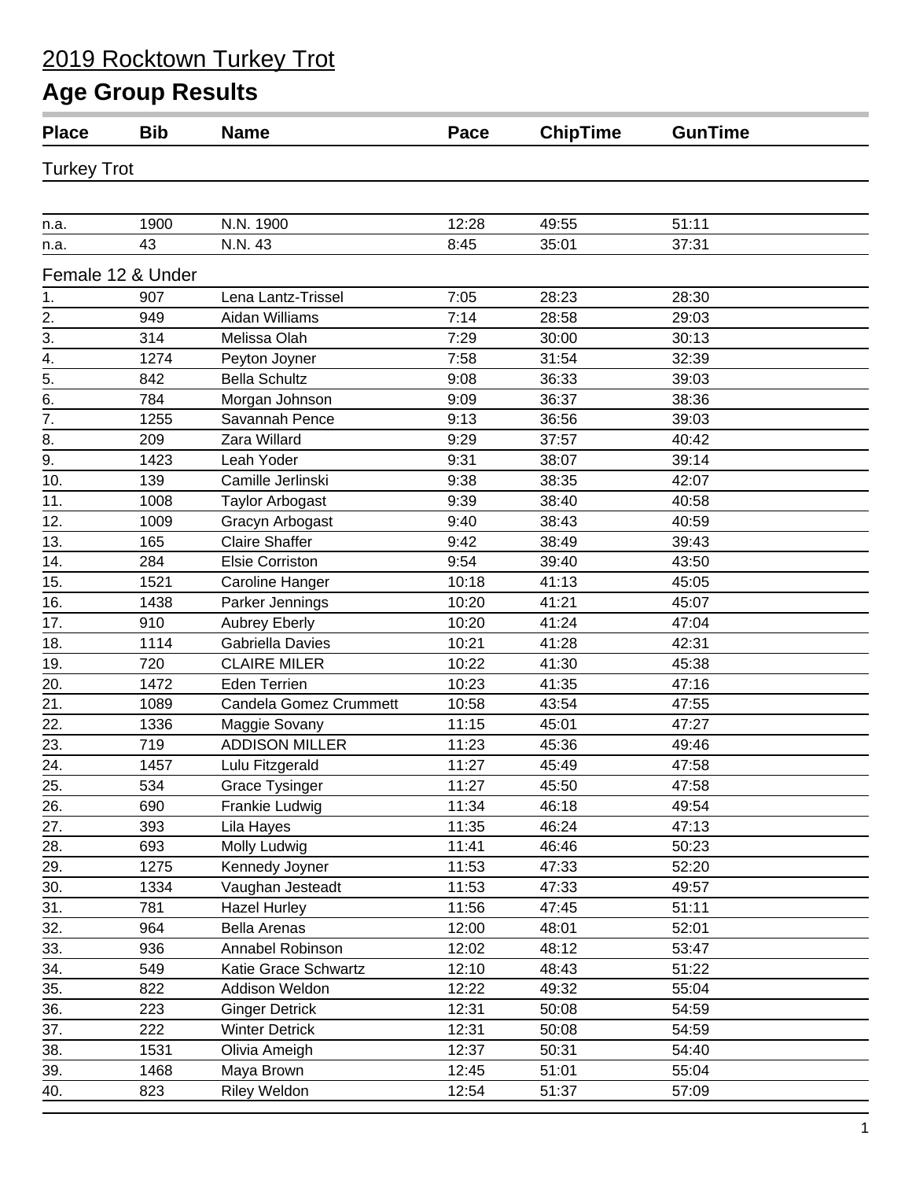# 2019 Rocktown Turkey Trot

## Age Group Results

| Place | Bib | Name | Pace | ChipTime | GunTime |
|---|---|---|---|---|---|
| **Turkey Trot** | | | | | |
| n.a. | 1900 | N.N. 1900 | 12:28 | 49:55 | 51:11 |
| n.a. | 43 | N.N. 43 | 8:45 | 35:01 | 37:31 |
| **Female 12 & Under** | | | | | |
| 1. | 907 | Lena Lantz-Trissel | 7:05 | 28:23 | 28:30 |
| 2. | 949 | Aidan Williams | 7:14 | 28:58 | 29:03 |
| 3. | 314 | Melissa Olah | 7:29 | 30:00 | 30:13 |
| 4. | 1274 | Peyton Joyner | 7:58 | 31:54 | 32:39 |
| 5. | 842 | Bella Schultz | 9:08 | 36:33 | 39:03 |
| 6. | 784 | Morgan Johnson | 9:09 | 36:37 | 38:36 |
| 7. | 1255 | Savannah Pence | 9:13 | 36:56 | 39:03 |
| 8. | 209 | Zara Willard | 9:29 | 37:57 | 40:42 |
| 9. | 1423 | Leah Yoder | 9:31 | 38:07 | 39:14 |
| 10. | 139 | Camille Jerlinski | 9:38 | 38:35 | 42:07 |
| 11. | 1008 | Taylor Arbogast | 9:39 | 38:40 | 40:58 |
| 12. | 1009 | Gracyn Arbogast | 9:40 | 38:43 | 40:59 |
| 13. | 165 | Claire Shaffer | 9:42 | 38:49 | 39:43 |
| 14. | 284 | Elsie Corriston | 9:54 | 39:40 | 43:50 |
| 15. | 1521 | Caroline Hanger | 10:18 | 41:13 | 45:05 |
| 16. | 1438 | Parker Jennings | 10:20 | 41:21 | 45:07 |
| 17. | 910 | Aubrey Eberly | 10:20 | 41:24 | 47:04 |
| 18. | 1114 | Gabriella Davies | 10:21 | 41:28 | 42:31 |
| 19. | 720 | CLAIRE MILER | 10:22 | 41:30 | 45:38 |
| 20. | 1472 | Eden Terrien | 10:23 | 41:35 | 47:16 |
| 21. | 1089 | Candela Gomez Crummett | 10:58 | 43:54 | 47:55 |
| 22. | 1336 | Maggie Sovany | 11:15 | 45:01 | 47:27 |
| 23. | 719 | ADDISON MILLER | 11:23 | 45:36 | 49:46 |
| 24. | 1457 | Lulu Fitzgerald | 11:27 | 45:49 | 47:58 |
| 25. | 534 | Grace Tysinger | 11:27 | 45:50 | 47:58 |
| 26. | 690 | Frankie Ludwig | 11:34 | 46:18 | 49:54 |
| 27. | 393 | Lila Hayes | 11:35 | 46:24 | 47:13 |
| 28. | 693 | Molly Ludwig | 11:41 | 46:46 | 50:23 |
| 29. | 1275 | Kennedy Joyner | 11:53 | 47:33 | 52:20 |
| 30. | 1334 | Vaughan Jesteadt | 11:53 | 47:33 | 49:57 |
| 31. | 781 | Hazel Hurley | 11:56 | 47:45 | 51:11 |
| 32. | 964 | Bella Arenas | 12:00 | 48:01 | 52:01 |
| 33. | 936 | Annabel Robinson | 12:02 | 48:12 | 53:47 |
| 34. | 549 | Katie Grace Schwartz | 12:10 | 48:43 | 51:22 |
| 35. | 822 | Addison Weldon | 12:22 | 49:32 | 55:04 |
| 36. | 223 | Ginger Detrick | 12:31 | 50:08 | 54:59 |
| 37. | 222 | Winter Detrick | 12:31 | 50:08 | 54:59 |
| 38. | 1531 | Olivia Ameigh | 12:37 | 50:31 | 54:40 |
| 39. | 1468 | Maya Brown | 12:45 | 51:01 | 55:04 |
| 40. | 823 | Riley Weldon | 12:54 | 51:37 | 57:09 |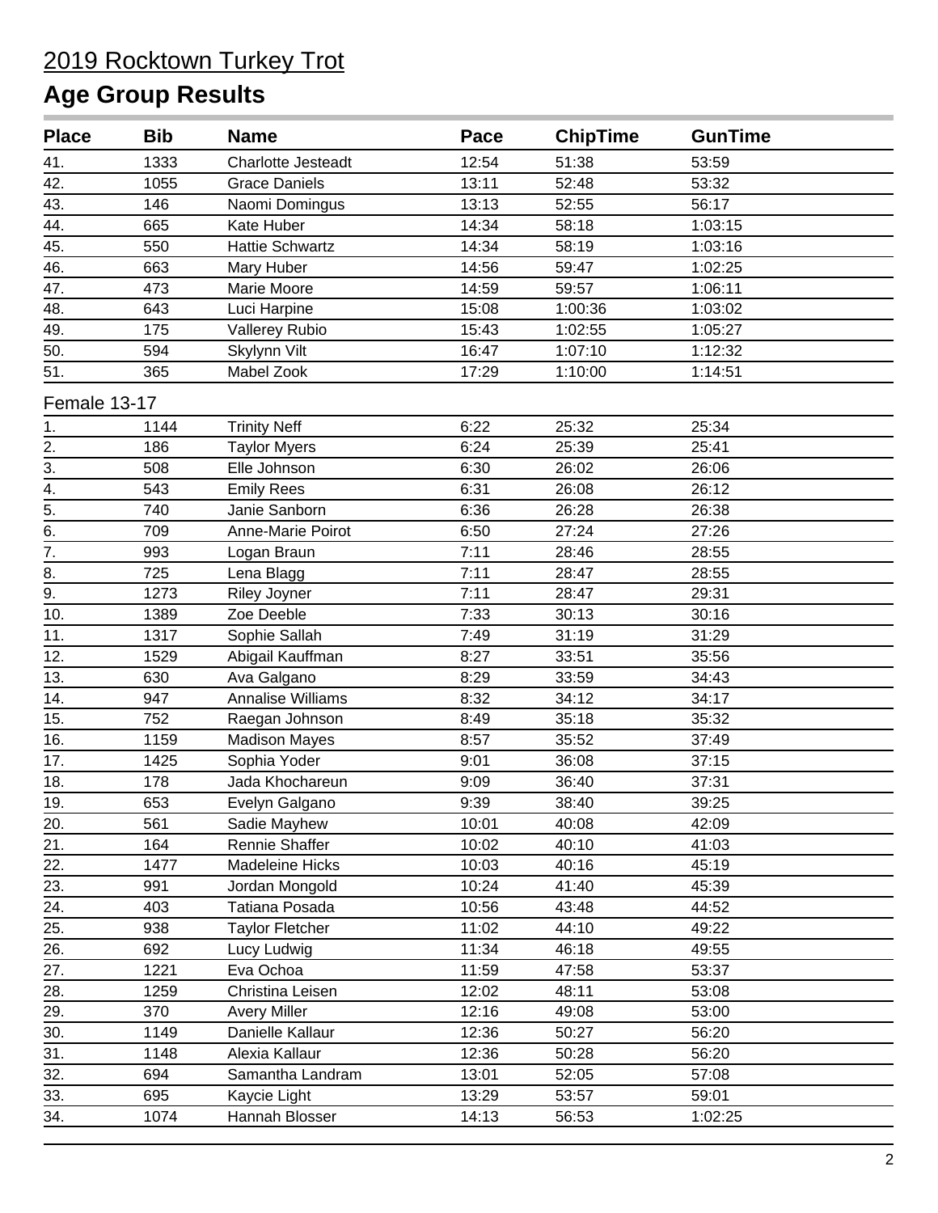# 2019 Rocktown Turkey Trot

## Age Group Results

| Place | Bib | Name | Pace | ChipTime | GunTime |
|---|---|---|---|---|---|
| 41. | 1333 | Charlotte Jesteadt | 12:54 | 51:38 | 53:59 |
| 42. | 1055 | Grace Daniels | 13:11 | 52:48 | 53:32 |
| 43. | 146 | Naomi Domingus | 13:13 | 52:55 | 56:17 |
| 44. | 665 | Kate Huber | 14:34 | 58:18 | 1:03:15 |
| 45. | 550 | Hattie Schwartz | 14:34 | 58:19 | 1:03:16 |
| 46. | 663 | Mary Huber | 14:56 | 59:47 | 1:02:25 |
| 47. | 473 | Marie Moore | 14:59 | 59:57 | 1:06:11 |
| 48. | 643 | Luci Harpine | 15:08 | 1:00:36 | 1:03:02 |
| 49. | 175 | Vallerey Rubio | 15:43 | 1:02:55 | 1:05:27 |
| 50. | 594 | Skylynn Vilt | 16:47 | 1:07:10 | 1:12:32 |
| 51. | 365 | Mabel Zook | 17:29 | 1:10:00 | 1:14:51 |

Female 13-17

| Place | Bib | Name | Pace | ChipTime | GunTime |
|---|---|---|---|---|---|
| 1. | 1144 | Trinity Neff | 6:22 | 25:32 | 25:34 |
| 2. | 186 | Taylor Myers | 6:24 | 25:39 | 25:41 |
| 3. | 508 | Elle Johnson | 6:30 | 26:02 | 26:06 |
| 4. | 543 | Emily Rees | 6:31 | 26:08 | 26:12 |
| 5. | 740 | Janie Sanborn | 6:36 | 26:28 | 26:38 |
| 6. | 709 | Anne-Marie Poirot | 6:50 | 27:24 | 27:26 |
| 7. | 993 | Logan Braun | 7:11 | 28:46 | 28:55 |
| 8. | 725 | Lena Blagg | 7:11 | 28:47 | 28:55 |
| 9. | 1273 | Riley Joyner | 7:11 | 28:47 | 29:31 |
| 10. | 1389 | Zoe Deeble | 7:33 | 30:13 | 30:16 |
| 11. | 1317 | Sophie Sallah | 7:49 | 31:19 | 31:29 |
| 12. | 1529 | Abigail Kauffman | 8:27 | 33:51 | 35:56 |
| 13. | 630 | Ava Galgano | 8:29 | 33:59 | 34:43 |
| 14. | 947 | Annalise Williams | 8:32 | 34:12 | 34:17 |
| 15. | 752 | Raegan Johnson | 8:49 | 35:18 | 35:32 |
| 16. | 1159 | Madison Mayes | 8:57 | 35:52 | 37:49 |
| 17. | 1425 | Sophia Yoder | 9:01 | 36:08 | 37:15 |
| 18. | 178 | Jada Khochareun | 9:09 | 36:40 | 37:31 |
| 19. | 653 | Evelyn Galgano | 9:39 | 38:40 | 39:25 |
| 20. | 561 | Sadie Mayhew | 10:01 | 40:08 | 42:09 |
| 21. | 164 | Rennie Shaffer | 10:02 | 40:10 | 41:03 |
| 22. | 1477 | Madeleine Hicks | 10:03 | 40:16 | 45:19 |
| 23. | 991 | Jordan Mongold | 10:24 | 41:40 | 45:39 |
| 24. | 403 | Tatiana Posada | 10:56 | 43:48 | 44:52 |
| 25. | 938 | Taylor Fletcher | 11:02 | 44:10 | 49:22 |
| 26. | 692 | Lucy Ludwig | 11:34 | 46:18 | 49:55 |
| 27. | 1221 | Eva Ochoa | 11:59 | 47:58 | 53:37 |
| 28. | 1259 | Christina Leisen | 12:02 | 48:11 | 53:08 |
| 29. | 370 | Avery Miller | 12:16 | 49:08 | 53:00 |
| 30. | 1149 | Danielle Kallaur | 12:36 | 50:27 | 56:20 |
| 31. | 1148 | Alexia Kallaur | 12:36 | 50:28 | 56:20 |
| 32. | 694 | Samantha Landram | 13:01 | 52:05 | 57:08 |
| 33. | 695 | Kaycie Light | 13:29 | 53:57 | 59:01 |
| 34. | 1074 | Hannah Blosser | 14:13 | 56:53 | 1:02:25 |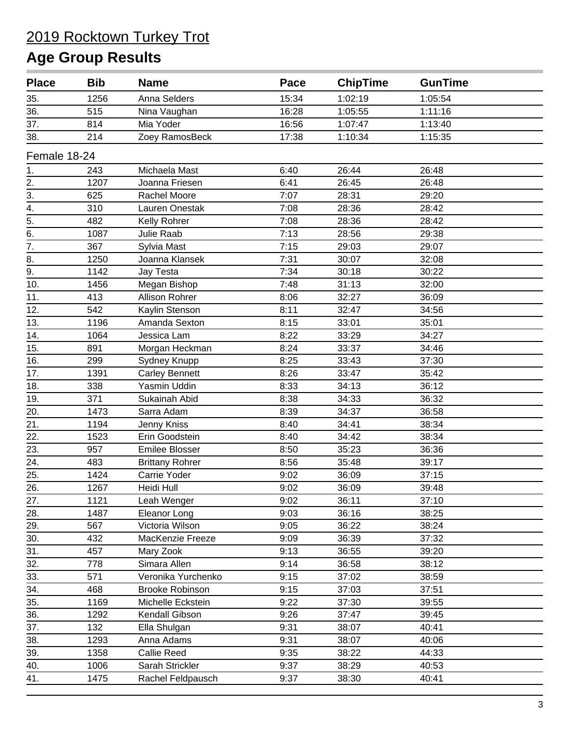# 2019 Rocktown Turkey Trot

## Age Group Results

| Place | Bib | Name | Pace | ChipTime | GunTime |
|---|---|---|---|---|---|
| 35. | 1256 | Anna Selders | 15:34 | 1:02:19 | 1:05:54 |
| 36. | 515 | Nina Vaughan | 16:28 | 1:05:55 | 1:11:16 |
| 37. | 814 | Mia Yoder | 16:56 | 1:07:47 | 1:13:40 |
| 38. | 214 | Zoey RamosBeck | 17:38 | 1:10:34 | 1:15:35 |

Female 18-24

| Place | Bib | Name | Pace | ChipTime | GunTime |
|---|---|---|---|---|---|
| 1. | 243 | Michaela Mast | 6:40 | 26:44 | 26:48 |
| 2. | 1207 | Joanna Friesen | 6:41 | 26:45 | 26:48 |
| 3. | 625 | Rachel Moore | 7:07 | 28:31 | 29:20 |
| 4. | 310 | Lauren Onestak | 7:08 | 28:36 | 28:42 |
| 5. | 482 | Kelly Rohrer | 7:08 | 28:36 | 28:42 |
| 6. | 1087 | Julie Raab | 7:13 | 28:56 | 29:38 |
| 7. | 367 | Sylvia Mast | 7:15 | 29:03 | 29:07 |
| 8. | 1250 | Joanna Klansek | 7:31 | 30:07 | 32:08 |
| 9. | 1142 | Jay Testa | 7:34 | 30:18 | 30:22 |
| 10. | 1456 | Megan Bishop | 7:48 | 31:13 | 32:00 |
| 11. | 413 | Allison Rohrer | 8:06 | 32:27 | 36:09 |
| 12. | 542 | Kaylin Stenson | 8:11 | 32:47 | 34:56 |
| 13. | 1196 | Amanda Sexton | 8:15 | 33:01 | 35:01 |
| 14. | 1064 | Jessica Lam | 8:22 | 33:29 | 34:27 |
| 15. | 891 | Morgan Heckman | 8:24 | 33:37 | 34:46 |
| 16. | 299 | Sydney Knupp | 8:25 | 33:43 | 37:30 |
| 17. | 1391 | Carley Bennett | 8:26 | 33:47 | 35:42 |
| 18. | 338 | Yasmin Uddin | 8:33 | 34:13 | 36:12 |
| 19. | 371 | Sukainah Abid | 8:38 | 34:33 | 36:32 |
| 20. | 1473 | Sarra Adam | 8:39 | 34:37 | 36:58 |
| 21. | 1194 | Jenny Kniss | 8:40 | 34:41 | 38:34 |
| 22. | 1523 | Erin Goodstein | 8:40 | 34:42 | 38:34 |
| 23. | 957 | Emilee Blosser | 8:50 | 35:23 | 36:36 |
| 24. | 483 | Brittany Rohrer | 8:56 | 35:48 | 39:17 |
| 25. | 1424 | Carrie Yoder | 9:02 | 36:09 | 37:15 |
| 26. | 1267 | Heidi Hull | 9:02 | 36:09 | 39:48 |
| 27. | 1121 | Leah Wenger | 9:02 | 36:11 | 37:10 |
| 28. | 1487 | Eleanor Long | 9:03 | 36:16 | 38:25 |
| 29. | 567 | Victoria Wilson | 9:05 | 36:22 | 38:24 |
| 30. | 432 | MacKenzie Freeze | 9:09 | 36:39 | 37:32 |
| 31. | 457 | Mary Zook | 9:13 | 36:55 | 39:20 |
| 32. | 778 | Simara Allen | 9:14 | 36:58 | 38:12 |
| 33. | 571 | Veronika Yurchenko | 9:15 | 37:02 | 38:59 |
| 34. | 468 | Brooke Robinson | 9:15 | 37:03 | 37:51 |
| 35. | 1169 | Michelle Eckstein | 9:22 | 37:30 | 39:55 |
| 36. | 1292 | Kendall Gibson | 9:26 | 37:47 | 39:45 |
| 37. | 132 | Ella Shulgan | 9:31 | 38:07 | 40:41 |
| 38. | 1293 | Anna Adams | 9:31 | 38:07 | 40:06 |
| 39. | 1358 | Callie Reed | 9:35 | 38:22 | 44:33 |
| 40. | 1006 | Sarah Strickler | 9:37 | 38:29 | 40:53 |
| 41. | 1475 | Rachel Feldpausch | 9:37 | 38:30 | 40:41 |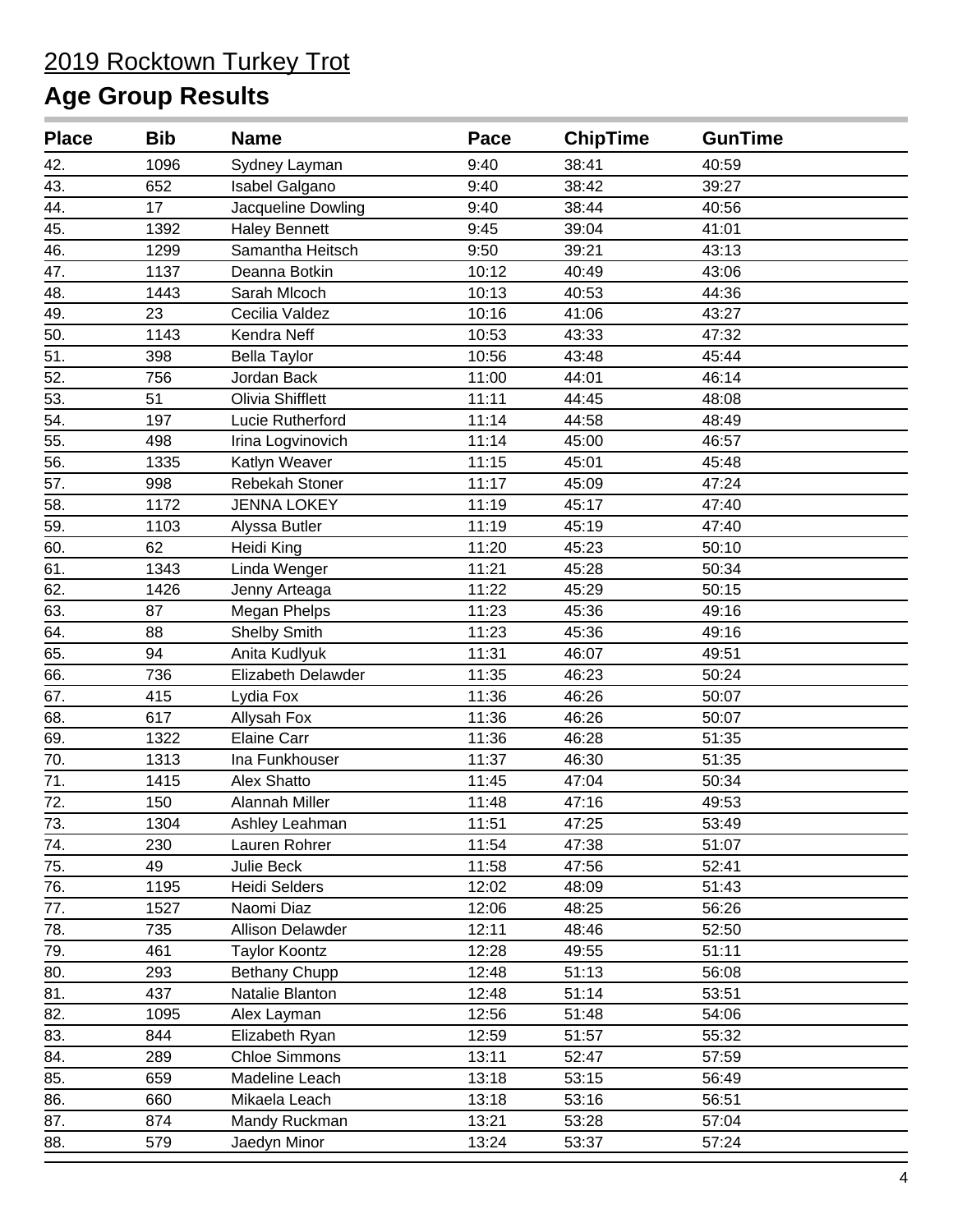# 2019 Rocktown Turkey Trot

## Age Group Results

| Place | Bib | Name | Pace | ChipTime | GunTime |
|---|---|---|---|---|---|
| 42. | 1096 | Sydney Layman | 9:40 | 38:41 | 40:59 |
| 43. | 652 | Isabel Galgano | 9:40 | 38:42 | 39:27 |
| 44. | 17 | Jacqueline Dowling | 9:40 | 38:44 | 40:56 |
| 45. | 1392 | Haley Bennett | 9:45 | 39:04 | 41:01 |
| 46. | 1299 | Samantha Heitsch | 9:50 | 39:21 | 43:13 |
| 47. | 1137 | Deanna Botkin | 10:12 | 40:49 | 43:06 |
| 48. | 1443 | Sarah Mlcoch | 10:13 | 40:53 | 44:36 |
| 49. | 23 | Cecilia Valdez | 10:16 | 41:06 | 43:27 |
| 50. | 1143 | Kendra Neff | 10:53 | 43:33 | 47:32 |
| 51. | 398 | Bella Taylor | 10:56 | 43:48 | 45:44 |
| 52. | 756 | Jordan Back | 11:00 | 44:01 | 46:14 |
| 53. | 51 | Olivia Shifflett | 11:11 | 44:45 | 48:08 |
| 54. | 197 | Lucie Rutherford | 11:14 | 44:58 | 48:49 |
| 55. | 498 | Irina Logvinovich | 11:14 | 45:00 | 46:57 |
| 56. | 1335 | Katlyn Weaver | 11:15 | 45:01 | 45:48 |
| 57. | 998 | Rebekah Stoner | 11:17 | 45:09 | 47:24 |
| 58. | 1172 | JENNA LOKEY | 11:19 | 45:17 | 47:40 |
| 59. | 1103 | Alyssa Butler | 11:19 | 45:19 | 47:40 |
| 60. | 62 | Heidi King | 11:20 | 45:23 | 50:10 |
| 61. | 1343 | Linda Wenger | 11:21 | 45:28 | 50:34 |
| 62. | 1426 | Jenny Arteaga | 11:22 | 45:29 | 50:15 |
| 63. | 87 | Megan Phelps | 11:23 | 45:36 | 49:16 |
| 64. | 88 | Shelby Smith | 11:23 | 45:36 | 49:16 |
| 65. | 94 | Anita Kudlyuk | 11:31 | 46:07 | 49:51 |
| 66. | 736 | Elizabeth Delawder | 11:35 | 46:23 | 50:24 |
| 67. | 415 | Lydia Fox | 11:36 | 46:26 | 50:07 |
| 68. | 617 | Allysah Fox | 11:36 | 46:26 | 50:07 |
| 69. | 1322 | Elaine Carr | 11:36 | 46:28 | 51:35 |
| 70. | 1313 | Ina Funkhouser | 11:37 | 46:30 | 51:35 |
| 71. | 1415 | Alex Shatto | 11:45 | 47:04 | 50:34 |
| 72. | 150 | Alannah Miller | 11:48 | 47:16 | 49:53 |
| 73. | 1304 | Ashley Leahman | 11:51 | 47:25 | 53:49 |
| 74. | 230 | Lauren Rohrer | 11:54 | 47:38 | 51:07 |
| 75. | 49 | Julie Beck | 11:58 | 47:56 | 52:41 |
| 76. | 1195 | Heidi Selders | 12:02 | 48:09 | 51:43 |
| 77. | 1527 | Naomi Diaz | 12:06 | 48:25 | 56:26 |
| 78. | 735 | Allison Delawder | 12:11 | 48:46 | 52:50 |
| 79. | 461 | Taylor Koontz | 12:28 | 49:55 | 51:11 |
| 80. | 293 | Bethany Chupp | 12:48 | 51:13 | 56:08 |
| 81. | 437 | Natalie Blanton | 12:48 | 51:14 | 53:51 |
| 82. | 1095 | Alex Layman | 12:56 | 51:48 | 54:06 |
| 83. | 844 | Elizabeth Ryan | 12:59 | 51:57 | 55:32 |
| 84. | 289 | Chloe Simmons | 13:11 | 52:47 | 57:59 |
| 85. | 659 | Madeline Leach | 13:18 | 53:15 | 56:49 |
| 86. | 660 | Mikaela Leach | 13:18 | 53:16 | 56:51 |
| 87. | 874 | Mandy Ruckman | 13:21 | 53:28 | 57:04 |
| 88. | 579 | Jaedyn Minor | 13:24 | 53:37 | 57:24 |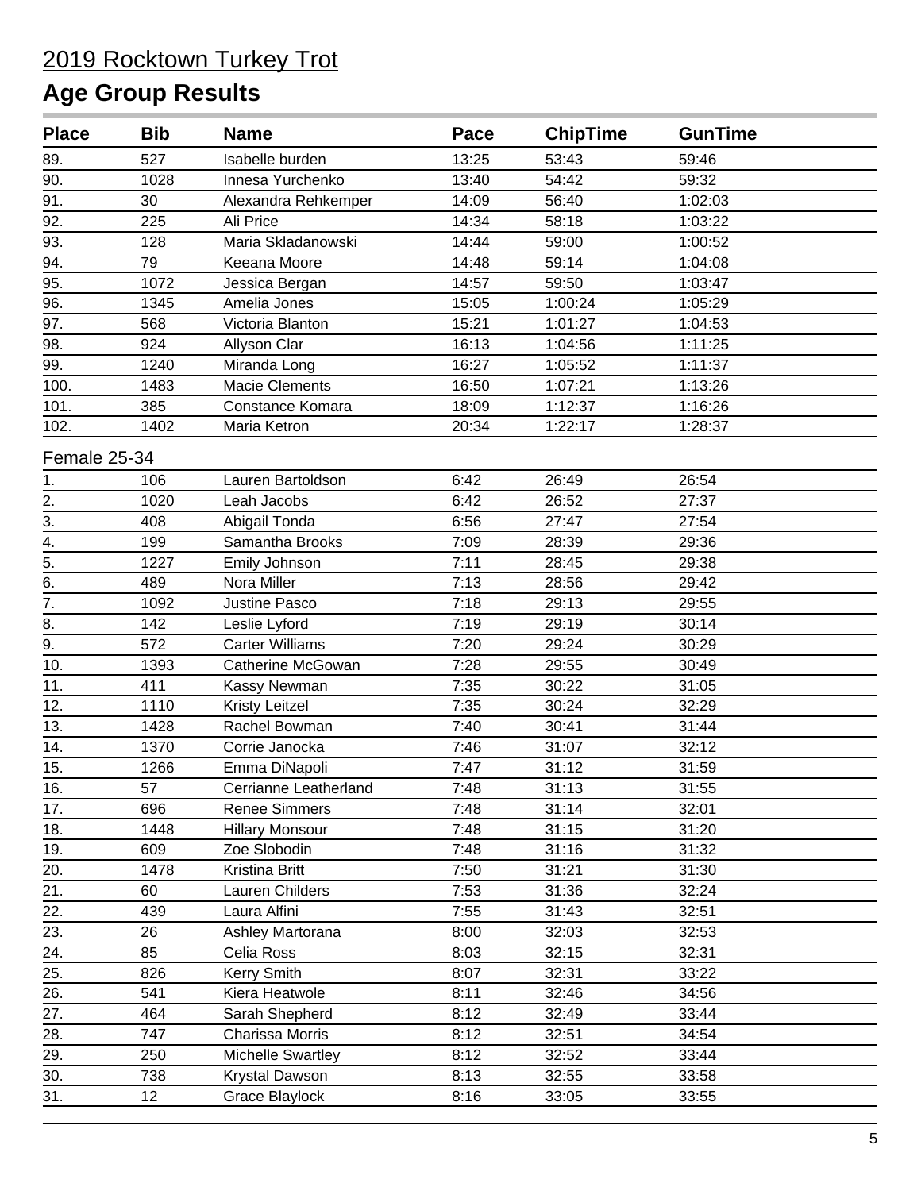# 2019 Rocktown Turkey Trot

## Age Group Results

| Place | Bib | Name | Pace | ChipTime | GunTime |
|---|---|---|---|---|---|
| 89. | 527 | Isabelle burden | 13:25 | 53:43 | 59:46 |
| 90. | 1028 | Innesa Yurchenko | 13:40 | 54:42 | 59:32 |
| 91. | 30 | Alexandra Rehkemper | 14:09 | 56:40 | 1:02:03 |
| 92. | 225 | Ali Price | 14:34 | 58:18 | 1:03:22 |
| 93. | 128 | Maria Skladanowski | 14:44 | 59:00 | 1:00:52 |
| 94. | 79 | Keeana Moore | 14:48 | 59:14 | 1:04:08 |
| 95. | 1072 | Jessica Bergan | 14:57 | 59:50 | 1:03:47 |
| 96. | 1345 | Amelia Jones | 15:05 | 1:00:24 | 1:05:29 |
| 97. | 568 | Victoria Blanton | 15:21 | 1:01:27 | 1:04:53 |
| 98. | 924 | Allyson Clar | 16:13 | 1:04:56 | 1:11:25 |
| 99. | 1240 | Miranda Long | 16:27 | 1:05:52 | 1:11:37 |
| 100. | 1483 | Macie Clements | 16:50 | 1:07:21 | 1:13:26 |
| 101. | 385 | Constance Komara | 18:09 | 1:12:37 | 1:16:26 |
| 102. | 1402 | Maria Ketron | 20:34 | 1:22:17 | 1:28:37 |

Female 25-34

| Place | Bib | Name | Pace | ChipTime | GunTime |
|---|---|---|---|---|---|
| 1. | 106 | Lauren Bartoldson | 6:42 | 26:49 | 26:54 |
| 2. | 1020 | Leah Jacobs | 6:42 | 26:52 | 27:37 |
| 3. | 408 | Abigail Tonda | 6:56 | 27:47 | 27:54 |
| 4. | 199 | Samantha Brooks | 7:09 | 28:39 | 29:36 |
| 5. | 1227 | Emily Johnson | 7:11 | 28:45 | 29:38 |
| 6. | 489 | Nora Miller | 7:13 | 28:56 | 29:42 |
| 7. | 1092 | Justine Pasco | 7:18 | 29:13 | 29:55 |
| 8. | 142 | Leslie Lyford | 7:19 | 29:19 | 30:14 |
| 9. | 572 | Carter Williams | 7:20 | 29:24 | 30:29 |
| 10. | 1393 | Catherine McGowan | 7:28 | 29:55 | 30:49 |
| 11. | 411 | Kassy Newman | 7:35 | 30:22 | 31:05 |
| 12. | 1110 | Kristy Leitzel | 7:35 | 30:24 | 32:29 |
| 13. | 1428 | Rachel Bowman | 7:40 | 30:41 | 31:44 |
| 14. | 1370 | Corrie Janocka | 7:46 | 31:07 | 32:12 |
| 15. | 1266 | Emma DiNapoli | 7:47 | 31:12 | 31:59 |
| 16. | 57 | Cerrianne Leatherland | 7:48 | 31:13 | 31:55 |
| 17. | 696 | Renee Simmers | 7:48 | 31:14 | 32:01 |
| 18. | 1448 | Hillary Monsour | 7:48 | 31:15 | 31:20 |
| 19. | 609 | Zoe Slobodin | 7:48 | 31:16 | 31:32 |
| 20. | 1478 | Kristina Britt | 7:50 | 31:21 | 31:30 |
| 21. | 60 | Lauren Childers | 7:53 | 31:36 | 32:24 |
| 22. | 439 | Laura Alfini | 7:55 | 31:43 | 32:51 |
| 23. | 26 | Ashley Martorana | 8:00 | 32:03 | 32:53 |
| 24. | 85 | Celia Ross | 8:03 | 32:15 | 32:31 |
| 25. | 826 | Kerry Smith | 8:07 | 32:31 | 33:22 |
| 26. | 541 | Kiera Heatwole | 8:11 | 32:46 | 34:56 |
| 27. | 464 | Sarah Shepherd | 8:12 | 32:49 | 33:44 |
| 28. | 747 | Charissa Morris | 8:12 | 32:51 | 34:54 |
| 29. | 250 | Michelle Swartley | 8:12 | 32:52 | 33:44 |
| 30. | 738 | Krystal Dawson | 8:13 | 32:55 | 33:58 |
| 31. | 12 | Grace Blaylock | 8:16 | 33:05 | 33:55 |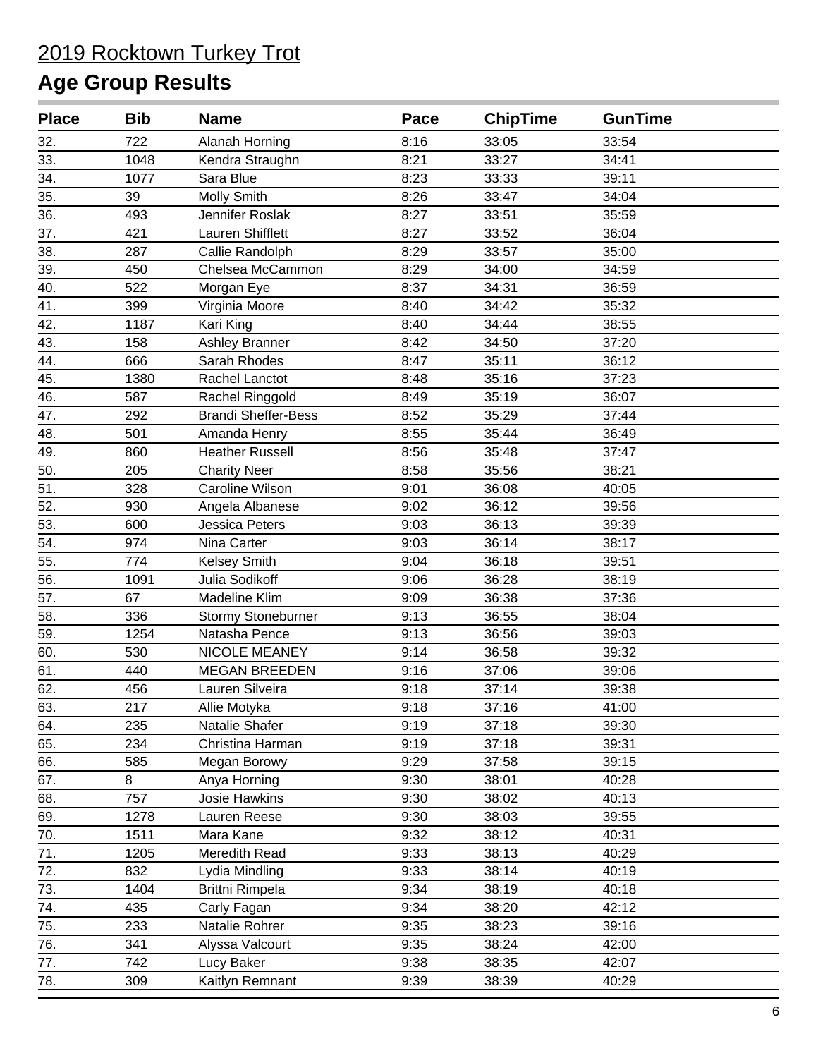# 2019 Rocktown Turkey Trot

## Age Group Results

| Place | Bib | Name | Pace | ChipTime | GunTime |
|---|---|---|---|---|---|
| 32. | 722 | Alanah Horning | 8:16 | 33:05 | 33:54 |
| 33. | 1048 | Kendra Straughn | 8:21 | 33:27 | 34:41 |
| 34. | 1077 | Sara Blue | 8:23 | 33:33 | 39:11 |
| 35. | 39 | Molly Smith | 8:26 | 33:47 | 34:04 |
| 36. | 493 | Jennifer Roslak | 8:27 | 33:51 | 35:59 |
| 37. | 421 | Lauren Shifflett | 8:27 | 33:52 | 36:04 |
| 38. | 287 | Callie Randolph | 8:29 | 33:57 | 35:00 |
| 39. | 450 | Chelsea McCammon | 8:29 | 34:00 | 34:59 |
| 40. | 522 | Morgan Eye | 8:37 | 34:31 | 36:59 |
| 41. | 399 | Virginia Moore | 8:40 | 34:42 | 35:32 |
| 42. | 1187 | Kari King | 8:40 | 34:44 | 38:55 |
| 43. | 158 | Ashley Branner | 8:42 | 34:50 | 37:20 |
| 44. | 666 | Sarah Rhodes | 8:47 | 35:11 | 36:12 |
| 45. | 1380 | Rachel Lanctot | 8:48 | 35:16 | 37:23 |
| 46. | 587 | Rachel Ringgold | 8:49 | 35:19 | 36:07 |
| 47. | 292 | Brandi Sheffer-Bess | 8:52 | 35:29 | 37:44 |
| 48. | 501 | Amanda Henry | 8:55 | 35:44 | 36:49 |
| 49. | 860 | Heather Russell | 8:56 | 35:48 | 37:47 |
| 50. | 205 | Charity Neer | 8:58 | 35:56 | 38:21 |
| 51. | 328 | Caroline Wilson | 9:01 | 36:08 | 40:05 |
| 52. | 930 | Angela Albanese | 9:02 | 36:12 | 39:56 |
| 53. | 600 | Jessica Peters | 9:03 | 36:13 | 39:39 |
| 54. | 974 | Nina Carter | 9:03 | 36:14 | 38:17 |
| 55. | 774 | Kelsey Smith | 9:04 | 36:18 | 39:51 |
| 56. | 1091 | Julia Sodikoff | 9:06 | 36:28 | 38:19 |
| 57. | 67 | Madeline Klim | 9:09 | 36:38 | 37:36 |
| 58. | 336 | Stormy Stoneburner | 9:13 | 36:55 | 38:04 |
| 59. | 1254 | Natasha Pence | 9:13 | 36:56 | 39:03 |
| 60. | 530 | NICOLE MEANEY | 9:14 | 36:58 | 39:32 |
| 61. | 440 | MEGAN BREEDEN | 9:16 | 37:06 | 39:06 |
| 62. | 456 | Lauren Silveira | 9:18 | 37:14 | 39:38 |
| 63. | 217 | Allie Motyka | 9:18 | 37:16 | 41:00 |
| 64. | 235 | Natalie Shafer | 9:19 | 37:18 | 39:30 |
| 65. | 234 | Christina Harman | 9:19 | 37:18 | 39:31 |
| 66. | 585 | Megan Borowy | 9:29 | 37:58 | 39:15 |
| 67. | 8 | Anya Horning | 9:30 | 38:01 | 40:28 |
| 68. | 757 | Josie Hawkins | 9:30 | 38:02 | 40:13 |
| 69. | 1278 | Lauren Reese | 9:30 | 38:03 | 39:55 |
| 70. | 1511 | Mara Kane | 9:32 | 38:12 | 40:31 |
| 71. | 1205 | Meredith Read | 9:33 | 38:13 | 40:29 |
| 72. | 832 | Lydia Mindling | 9:33 | 38:14 | 40:19 |
| 73. | 1404 | Brittni Rimpela | 9:34 | 38:19 | 40:18 |
| 74. | 435 | Carly Fagan | 9:34 | 38:20 | 42:12 |
| 75. | 233 | Natalie Rohrer | 9:35 | 38:23 | 39:16 |
| 76. | 341 | Alyssa Valcourt | 9:35 | 38:24 | 42:00 |
| 77. | 742 | Lucy Baker | 9:38 | 38:35 | 42:07 |
| 78. | 309 | Kaitlyn Remnant | 9:39 | 38:39 | 40:29 |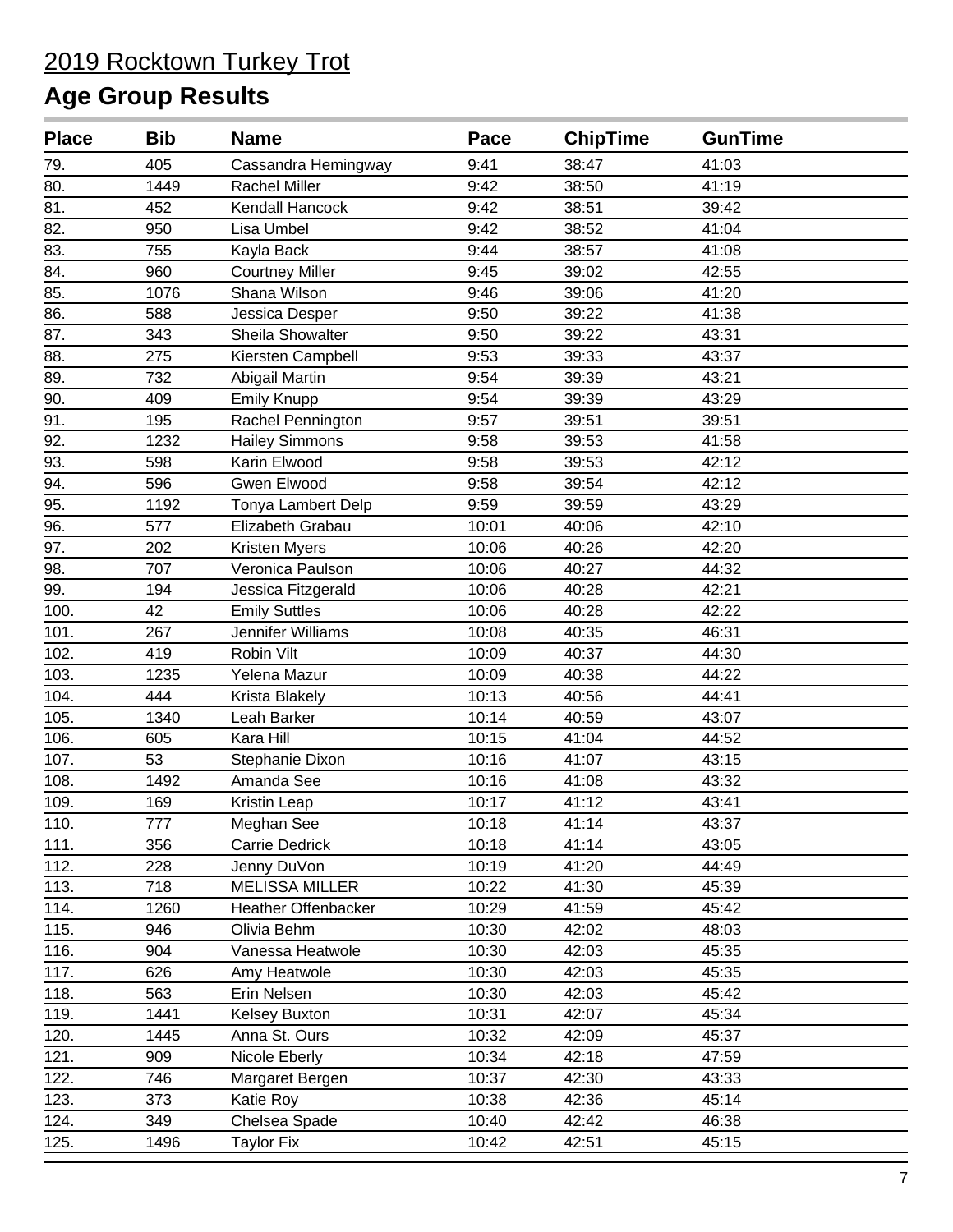# 2019 Rocktown Turkey Trot

## Age Group Results

| Place | Bib | Name | Pace | ChipTime | GunTime |
|---|---|---|---|---|---|
| 79. | 405 | Cassandra Hemingway | 9:41 | 38:47 | 41:03 |
| 80. | 1449 | Rachel Miller | 9:42 | 38:50 | 41:19 |
| 81. | 452 | Kendall Hancock | 9:42 | 38:51 | 39:42 |
| 82. | 950 | Lisa Umbel | 9:42 | 38:52 | 41:04 |
| 83. | 755 | Kayla Back | 9:44 | 38:57 | 41:08 |
| 84. | 960 | Courtney Miller | 9:45 | 39:02 | 42:55 |
| 85. | 1076 | Shana Wilson | 9:46 | 39:06 | 41:20 |
| 86. | 588 | Jessica Desper | 9:50 | 39:22 | 41:38 |
| 87. | 343 | Sheila Showalter | 9:50 | 39:22 | 43:31 |
| 88. | 275 | Kiersten Campbell | 9:53 | 39:33 | 43:37 |
| 89. | 732 | Abigail Martin | 9:54 | 39:39 | 43:21 |
| 90. | 409 | Emily Knupp | 9:54 | 39:39 | 43:29 |
| 91. | 195 | Rachel Pennington | 9:57 | 39:51 | 39:51 |
| 92. | 1232 | Hailey Simmons | 9:58 | 39:53 | 41:58 |
| 93. | 598 | Karin Elwood | 9:58 | 39:53 | 42:12 |
| 94. | 596 | Gwen Elwood | 9:58 | 39:54 | 42:12 |
| 95. | 1192 | Tonya Lambert Delp | 9:59 | 39:59 | 43:29 |
| 96. | 577 | Elizabeth Grabau | 10:01 | 40:06 | 42:10 |
| 97. | 202 | Kristen Myers | 10:06 | 40:26 | 42:20 |
| 98. | 707 | Veronica Paulson | 10:06 | 40:27 | 44:32 |
| 99. | 194 | Jessica Fitzgerald | 10:06 | 40:28 | 42:21 |
| 100. | 42 | Emily Suttles | 10:06 | 40:28 | 42:22 |
| 101. | 267 | Jennifer Williams | 10:08 | 40:35 | 46:31 |
| 102. | 419 | Robin Vilt | 10:09 | 40:37 | 44:30 |
| 103. | 1235 | Yelena Mazur | 10:09 | 40:38 | 44:22 |
| 104. | 444 | Krista Blakely | 10:13 | 40:56 | 44:41 |
| 105. | 1340 | Leah Barker | 10:14 | 40:59 | 43:07 |
| 106. | 605 | Kara Hill | 10:15 | 41:04 | 44:52 |
| 107. | 53 | Stephanie Dixon | 10:16 | 41:07 | 43:15 |
| 108. | 1492 | Amanda See | 10:16 | 41:08 | 43:32 |
| 109. | 169 | Kristin Leap | 10:17 | 41:12 | 43:41 |
| 110. | 777 | Meghan See | 10:18 | 41:14 | 43:37 |
| 111. | 356 | Carrie Dedrick | 10:18 | 41:14 | 43:05 |
| 112. | 228 | Jenny DuVon | 10:19 | 41:20 | 44:49 |
| 113. | 718 | MELISSA MILLER | 10:22 | 41:30 | 45:39 |
| 114. | 1260 | Heather Offenbacker | 10:29 | 41:59 | 45:42 |
| 115. | 946 | Olivia Behm | 10:30 | 42:02 | 48:03 |
| 116. | 904 | Vanessa Heatwole | 10:30 | 42:03 | 45:35 |
| 117. | 626 | Amy Heatwole | 10:30 | 42:03 | 45:35 |
| 118. | 563 | Erin Nelsen | 10:30 | 42:03 | 45:42 |
| 119. | 1441 | Kelsey Buxton | 10:31 | 42:07 | 45:34 |
| 120. | 1445 | Anna St. Ours | 10:32 | 42:09 | 45:37 |
| 121. | 909 | Nicole Eberly | 10:34 | 42:18 | 47:59 |
| 122. | 746 | Margaret Bergen | 10:37 | 42:30 | 43:33 |
| 123. | 373 | Katie Roy | 10:38 | 42:36 | 45:14 |
| 124. | 349 | Chelsea Spade | 10:40 | 42:42 | 46:38 |
| 125. | 1496 | Taylor Fix | 10:42 | 42:51 | 45:15 |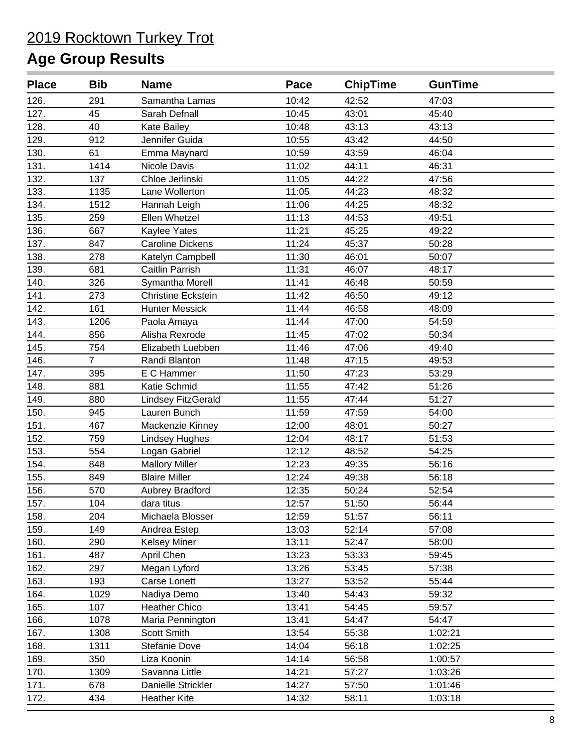# 2019 Rocktown Turkey Trot

## Age Group Results

| Place | Bib | Name | Pace | ChipTime | GunTime |
|---|---|---|---|---|---|
| 126. | 291 | Samantha Lamas | 10:42 | 42:52 | 47:03 |
| 127. | 45 | Sarah Defnall | 10:45 | 43:01 | 45:40 |
| 128. | 40 | Kate Bailey | 10:48 | 43:13 | 43:13 |
| 129. | 912 | Jennifer Guida | 10:55 | 43:42 | 44:50 |
| 130. | 61 | Emma Maynard | 10:59 | 43:59 | 46:04 |
| 131. | 1414 | Nicole Davis | 11:02 | 44:11 | 46:31 |
| 132. | 137 | Chloe Jerlinski | 11:05 | 44:22 | 47:56 |
| 133. | 1135 | Lane Wollerton | 11:05 | 44:23 | 48:32 |
| 134. | 1512 | Hannah Leigh | 11:06 | 44:25 | 48:32 |
| 135. | 259 | Ellen Whetzel | 11:13 | 44:53 | 49:51 |
| 136. | 667 | Kaylee Yates | 11:21 | 45:25 | 49:22 |
| 137. | 847 | Caroline Dickens | 11:24 | 45:37 | 50:28 |
| 138. | 278 | Katelyn Campbell | 11:30 | 46:01 | 50:07 |
| 139. | 681 | Caitlin Parrish | 11:31 | 46:07 | 48:17 |
| 140. | 326 | Symantha Morell | 11:41 | 46:48 | 50:59 |
| 141. | 273 | Christine Eckstein | 11:42 | 46:50 | 49:12 |
| 142. | 161 | Hunter Messick | 11:44 | 46:58 | 48:09 |
| 143. | 1206 | Paola Amaya | 11:44 | 47:00 | 54:59 |
| 144. | 856 | Alisha Rexrode | 11:45 | 47:02 | 50:34 |
| 145. | 754 | Elizabeth Luebben | 11:46 | 47:06 | 49:40 |
| 146. | 7 | Randi Blanton | 11:48 | 47:15 | 49:53 |
| 147. | 395 | E C Hammer | 11:50 | 47:23 | 53:29 |
| 148. | 881 | Katie Schmid | 11:55 | 47:42 | 51:26 |
| 149. | 880 | Lindsey FitzGerald | 11:55 | 47:44 | 51:27 |
| 150. | 945 | Lauren Bunch | 11:59 | 47:59 | 54:00 |
| 151. | 467 | Mackenzie Kinney | 12:00 | 48:01 | 50:27 |
| 152. | 759 | Lindsey Hughes | 12:04 | 48:17 | 51:53 |
| 153. | 554 | Logan Gabriel | 12:12 | 48:52 | 54:25 |
| 154. | 848 | Mallory Miller | 12:23 | 49:35 | 56:16 |
| 155. | 849 | Blaire Miller | 12:24 | 49:38 | 56:18 |
| 156. | 570 | Aubrey Bradford | 12:35 | 50:24 | 52:54 |
| 157. | 104 | dara titus | 12:57 | 51:50 | 56:44 |
| 158. | 204 | Michaela Blosser | 12:59 | 51:57 | 56:11 |
| 159. | 149 | Andrea Estep | 13:03 | 52:14 | 57:08 |
| 160. | 290 | Kelsey Miner | 13:11 | 52:47 | 58:00 |
| 161. | 487 | April Chen | 13:23 | 53:33 | 59:45 |
| 162. | 297 | Megan Lyford | 13:26 | 53:45 | 57:38 |
| 163. | 193 | Carse Lonett | 13:27 | 53:52 | 55:44 |
| 164. | 1029 | Nadiya Demo | 13:40 | 54:43 | 59:32 |
| 165. | 107 | Heather Chico | 13:41 | 54:45 | 59:57 |
| 166. | 1078 | Maria Pennington | 13:41 | 54:47 | 54:47 |
| 167. | 1308 | Scott Smith | 13:54 | 55:38 | 1:02:21 |
| 168. | 1311 | Stefanie Dove | 14:04 | 56:18 | 1:02:25 |
| 169. | 350 | Liza Koonin | 14:14 | 56:58 | 1:00:57 |
| 170. | 1309 | Savanna Little | 14:21 | 57:27 | 1:03:26 |
| 171. | 678 | Danielle Strickler | 14:27 | 57:50 | 1:01:46 |
| 172. | 434 | Heather Kite | 14:32 | 58:11 | 1:03:18 |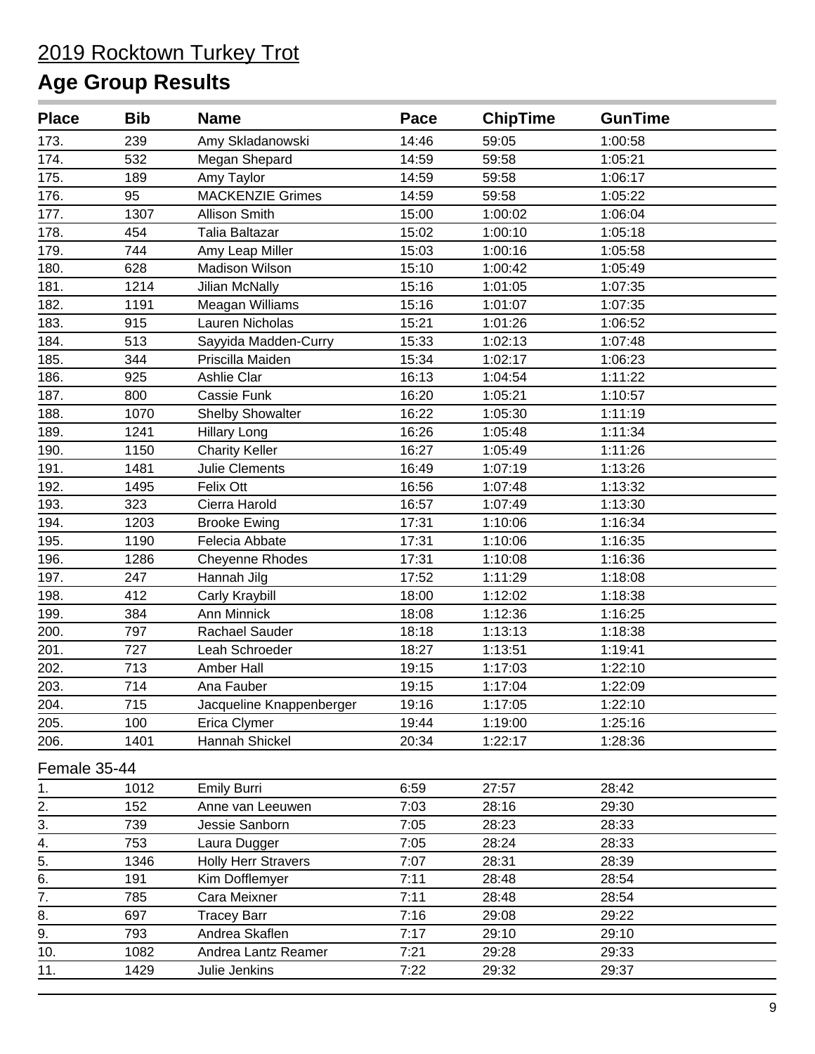2019 Rocktown Turkey Trot

# Age Group Results

| Place | Bib | Name | Pace | ChipTime | GunTime |
|---|---|---|---|---|---|
| 173. | 239 | Amy Skladanowski | 14:46 | 59:05 | 1:00:58 |
| 174. | 532 | Megan Shepard | 14:59 | 59:58 | 1:05:21 |
| 175. | 189 | Amy Taylor | 14:59 | 59:58 | 1:06:17 |
| 176. | 95 | MACKENZIE Grimes | 14:59 | 59:58 | 1:05:22 |
| 177. | 1307 | Allison Smith | 15:00 | 1:00:02 | 1:06:04 |
| 178. | 454 | Talia Baltazar | 15:02 | 1:00:10 | 1:05:18 |
| 179. | 744 | Amy Leap Miller | 15:03 | 1:00:16 | 1:05:58 |
| 180. | 628 | Madison Wilson | 15:10 | 1:00:42 | 1:05:49 |
| 181. | 1214 | Jilian McNally | 15:16 | 1:01:05 | 1:07:35 |
| 182. | 1191 | Meagan Williams | 15:16 | 1:01:07 | 1:07:35 |
| 183. | 915 | Lauren Nicholas | 15:21 | 1:01:26 | 1:06:52 |
| 184. | 513 | Sayyida Madden-Curry | 15:33 | 1:02:13 | 1:07:48 |
| 185. | 344 | Priscilla Maiden | 15:34 | 1:02:17 | 1:06:23 |
| 186. | 925 | Ashlie Clar | 16:13 | 1:04:54 | 1:11:22 |
| 187. | 800 | Cassie Funk | 16:20 | 1:05:21 | 1:10:57 |
| 188. | 1070 | Shelby Showalter | 16:22 | 1:05:30 | 1:11:19 |
| 189. | 1241 | Hillary Long | 16:26 | 1:05:48 | 1:11:34 |
| 190. | 1150 | Charity Keller | 16:27 | 1:05:49 | 1:11:26 |
| 191. | 1481 | Julie Clements | 16:49 | 1:07:19 | 1:13:26 |
| 192. | 1495 | Felix Ott | 16:56 | 1:07:48 | 1:13:32 |
| 193. | 323 | Cierra Harold | 16:57 | 1:07:49 | 1:13:30 |
| 194. | 1203 | Brooke Ewing | 17:31 | 1:10:06 | 1:16:34 |
| 195. | 1190 | Felecia Abbate | 17:31 | 1:10:06 | 1:16:35 |
| 196. | 1286 | Cheyenne Rhodes | 17:31 | 1:10:08 | 1:16:36 |
| 197. | 247 | Hannah Jilg | 17:52 | 1:11:29 | 1:18:08 |
| 198. | 412 | Carly Kraybill | 18:00 | 1:12:02 | 1:18:38 |
| 199. | 384 | Ann Minnick | 18:08 | 1:12:36 | 1:16:25 |
| 200. | 797 | Rachael Sauder | 18:18 | 1:13:13 | 1:18:38 |
| 201. | 727 | Leah Schroeder | 18:27 | 1:13:51 | 1:19:41 |
| 202. | 713 | Amber Hall | 19:15 | 1:17:03 | 1:22:10 |
| 203. | 714 | Ana Fauber | 19:15 | 1:17:04 | 1:22:09 |
| 204. | 715 | Jacqueline Knappenberger | 19:16 | 1:17:05 | 1:22:10 |
| 205. | 100 | Erica Clymer | 19:44 | 1:19:00 | 1:25:16 |
| 206. | 1401 | Hannah Shickel | 20:34 | 1:22:17 | 1:28:36 |

Female 35-44

| Place | Bib | Name | Pace | ChipTime | GunTime |
|---|---|---|---|---|---|
| 1. | 1012 | Emily Burri | 6:59 | 27:57 | 28:42 |
| 2. | 152 | Anne van Leeuwen | 7:03 | 28:16 | 29:30 |
| 3. | 739 | Jessie Sanborn | 7:05 | 28:23 | 28:33 |
| 4. | 753 | Laura Dugger | 7:05 | 28:24 | 28:33 |
| 5. | 1346 | Holly Herr Stravers | 7:07 | 28:31 | 28:39 |
| 6. | 191 | Kim Dofflemyer | 7:11 | 28:48 | 28:54 |
| 7. | 785 | Cara Meixner | 7:11 | 28:48 | 28:54 |
| 8. | 697 | Tracey Barr | 7:16 | 29:08 | 29:22 |
| 9. | 793 | Andrea Skaflen | 7:17 | 29:10 | 29:10 |
| 10. | 1082 | Andrea Lantz Reamer | 7:21 | 29:28 | 29:33 |
| 11. | 1429 | Julie Jenkins | 7:22 | 29:32 | 29:37 |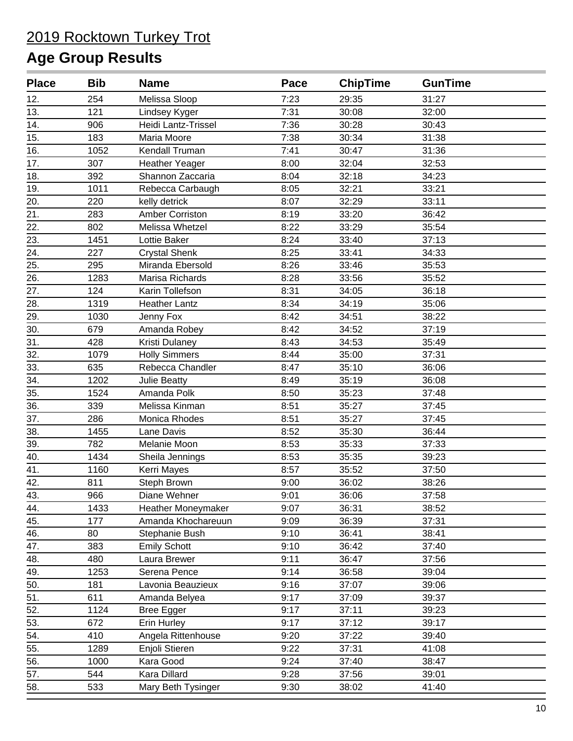2019 Rocktown Turkey Trot

## Age Group Results

| Place | Bib | Name | Pace | ChipTime | GunTime |
|---|---|---|---|---|---|
| 12. | 254 | Melissa Sloop | 7:23 | 29:35 | 31:27 |
| 13. | 121 | Lindsey Kyger | 7:31 | 30:08 | 32:00 |
| 14. | 906 | Heidi Lantz-Trissel | 7:36 | 30:28 | 30:43 |
| 15. | 183 | Maria Moore | 7:38 | 30:34 | 31:38 |
| 16. | 1052 | Kendall Truman | 7:41 | 30:47 | 31:36 |
| 17. | 307 | Heather Yeager | 8:00 | 32:04 | 32:53 |
| 18. | 392 | Shannon Zaccaria | 8:04 | 32:18 | 34:23 |
| 19. | 1011 | Rebecca Carbaugh | 8:05 | 32:21 | 33:21 |
| 20. | 220 | kelly detrick | 8:07 | 32:29 | 33:11 |
| 21. | 283 | Amber Corriston | 8:19 | 33:20 | 36:42 |
| 22. | 802 | Melissa Whetzel | 8:22 | 33:29 | 35:54 |
| 23. | 1451 | Lottie Baker | 8:24 | 33:40 | 37:13 |
| 24. | 227 | Crystal Shenk | 8:25 | 33:41 | 34:33 |
| 25. | 295 | Miranda Ebersold | 8:26 | 33:46 | 35:53 |
| 26. | 1283 | Marisa Richards | 8:28 | 33:56 | 35:52 |
| 27. | 124 | Karin Tollefson | 8:31 | 34:05 | 36:18 |
| 28. | 1319 | Heather Lantz | 8:34 | 34:19 | 35:06 |
| 29. | 1030 | Jenny Fox | 8:42 | 34:51 | 38:22 |
| 30. | 679 | Amanda Robey | 8:42 | 34:52 | 37:19 |
| 31. | 428 | Kristi Dulaney | 8:43 | 34:53 | 35:49 |
| 32. | 1079 | Holly Simmers | 8:44 | 35:00 | 37:31 |
| 33. | 635 | Rebecca Chandler | 8:47 | 35:10 | 36:06 |
| 34. | 1202 | Julie Beatty | 8:49 | 35:19 | 36:08 |
| 35. | 1524 | Amanda Polk | 8:50 | 35:23 | 37:48 |
| 36. | 339 | Melissa Kinman | 8:51 | 35:27 | 37:45 |
| 37. | 286 | Monica Rhodes | 8:51 | 35:27 | 37:45 |
| 38. | 1455 | Lane Davis | 8:52 | 35:30 | 36:44 |
| 39. | 782 | Melanie Moon | 8:53 | 35:33 | 37:33 |
| 40. | 1434 | Sheila Jennings | 8:53 | 35:35 | 39:23 |
| 41. | 1160 | Kerri Mayes | 8:57 | 35:52 | 37:50 |
| 42. | 811 | Steph Brown | 9:00 | 36:02 | 38:26 |
| 43. | 966 | Diane Wehner | 9:01 | 36:06 | 37:58 |
| 44. | 1433 | Heather Moneymaker | 9:07 | 36:31 | 38:52 |
| 45. | 177 | Amanda Khochareuun | 9:09 | 36:39 | 37:31 |
| 46. | 80 | Stephanie Bush | 9:10 | 36:41 | 38:41 |
| 47. | 383 | Emily Schott | 9:10 | 36:42 | 37:40 |
| 48. | 480 | Laura Brewer | 9:11 | 36:47 | 37:56 |
| 49. | 1253 | Serena Pence | 9:14 | 36:58 | 39:04 |
| 50. | 181 | Lavonia Beauzieux | 9:16 | 37:07 | 39:06 |
| 51. | 611 | Amanda Belyea | 9:17 | 37:09 | 39:37 |
| 52. | 1124 | Bree Egger | 9:17 | 37:11 | 39:23 |
| 53. | 672 | Erin Hurley | 9:17 | 37:12 | 39:17 |
| 54. | 410 | Angela Rittenhouse | 9:20 | 37:22 | 39:40 |
| 55. | 1289 | Enjoli Stieren | 9:22 | 37:31 | 41:08 |
| 56. | 1000 | Kara Good | 9:24 | 37:40 | 38:47 |
| 57. | 544 | Kara Dillard | 9:28 | 37:56 | 39:01 |
| 58. | 533 | Mary Beth Tysinger | 9:30 | 38:02 | 41:40 |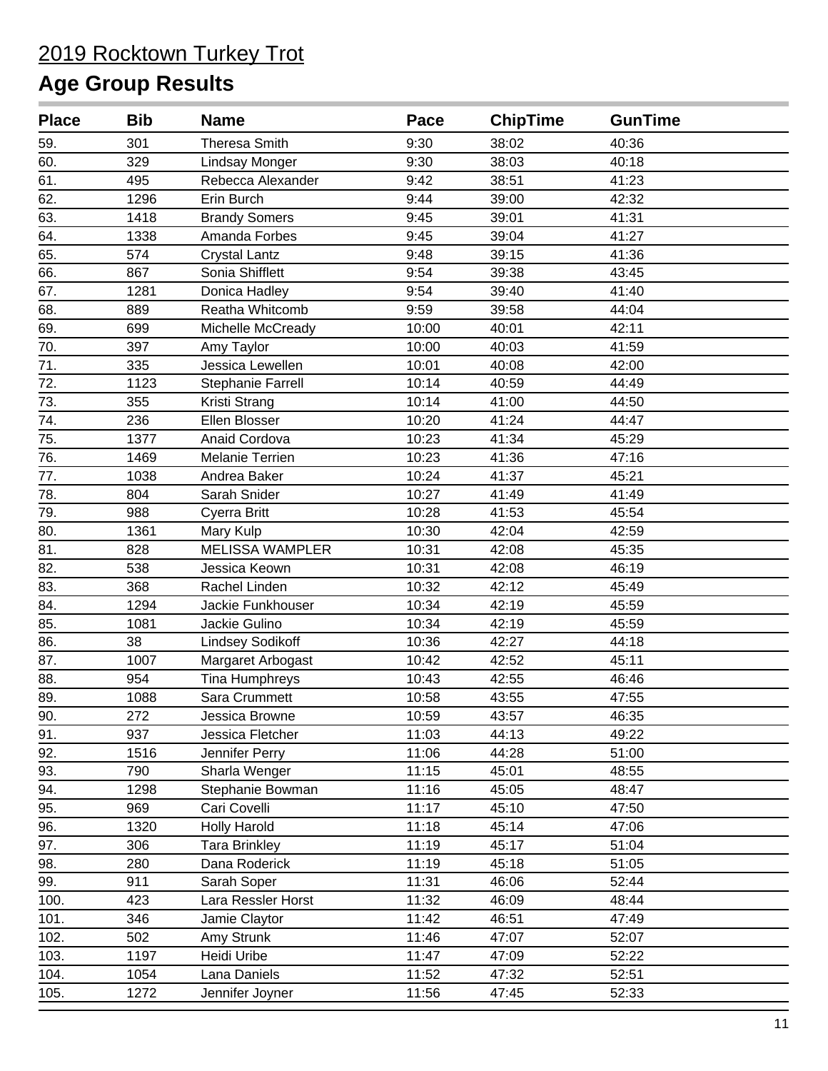2019 Rocktown Turkey Trot

## Age Group Results

| Place | Bib | Name | Pace | ChipTime | GunTime |
|---|---|---|---|---|---|
| 59. | 301 | Theresa Smith | 9:30 | 38:02 | 40:36 |
| 60. | 329 | Lindsay Monger | 9:30 | 38:03 | 40:18 |
| 61. | 495 | Rebecca Alexander | 9:42 | 38:51 | 41:23 |
| 62. | 1296 | Erin Burch | 9:44 | 39:00 | 42:32 |
| 63. | 1418 | Brandy Somers | 9:45 | 39:01 | 41:31 |
| 64. | 1338 | Amanda Forbes | 9:45 | 39:04 | 41:27 |
| 65. | 574 | Crystal Lantz | 9:48 | 39:15 | 41:36 |
| 66. | 867 | Sonia Shifflett | 9:54 | 39:38 | 43:45 |
| 67. | 1281 | Donica Hadley | 9:54 | 39:40 | 41:40 |
| 68. | 889 | Reatha Whitcomb | 9:59 | 39:58 | 44:04 |
| 69. | 699 | Michelle McCready | 10:00 | 40:01 | 42:11 |
| 70. | 397 | Amy Taylor | 10:00 | 40:03 | 41:59 |
| 71. | 335 | Jessica Lewellen | 10:01 | 40:08 | 42:00 |
| 72. | 1123 | Stephanie Farrell | 10:14 | 40:59 | 44:49 |
| 73. | 355 | Kristi Strang | 10:14 | 41:00 | 44:50 |
| 74. | 236 | Ellen Blosser | 10:20 | 41:24 | 44:47 |
| 75. | 1377 | Anaid Cordova | 10:23 | 41:34 | 45:29 |
| 76. | 1469 | Melanie Terrien | 10:23 | 41:36 | 47:16 |
| 77. | 1038 | Andrea Baker | 10:24 | 41:37 | 45:21 |
| 78. | 804 | Sarah Snider | 10:27 | 41:49 | 41:49 |
| 79. | 988 | Cyerra Britt | 10:28 | 41:53 | 45:54 |
| 80. | 1361 | Mary Kulp | 10:30 | 42:04 | 42:59 |
| 81. | 828 | MELISSA WAMPLER | 10:31 | 42:08 | 45:35 |
| 82. | 538 | Jessica Keown | 10:31 | 42:08 | 46:19 |
| 83. | 368 | Rachel Linden | 10:32 | 42:12 | 45:49 |
| 84. | 1294 | Jackie Funkhouser | 10:34 | 42:19 | 45:59 |
| 85. | 1081 | Jackie Gulino | 10:34 | 42:19 | 45:59 |
| 86. | 38 | Lindsey Sodikoff | 10:36 | 42:27 | 44:18 |
| 87. | 1007 | Margaret Arbogast | 10:42 | 42:52 | 45:11 |
| 88. | 954 | Tina Humphreys | 10:43 | 42:55 | 46:46 |
| 89. | 1088 | Sara Crummett | 10:58 | 43:55 | 47:55 |
| 90. | 272 | Jessica Browne | 10:59 | 43:57 | 46:35 |
| 91. | 937 | Jessica Fletcher | 11:03 | 44:13 | 49:22 |
| 92. | 1516 | Jennifer Perry | 11:06 | 44:28 | 51:00 |
| 93. | 790 | Sharla Wenger | 11:15 | 45:01 | 48:55 |
| 94. | 1298 | Stephanie Bowman | 11:16 | 45:05 | 48:47 |
| 95. | 969 | Cari Covelli | 11:17 | 45:10 | 47:50 |
| 96. | 1320 | Holly Harold | 11:18 | 45:14 | 47:06 |
| 97. | 306 | Tara Brinkley | 11:19 | 45:17 | 51:04 |
| 98. | 280 | Dana Roderick | 11:19 | 45:18 | 51:05 |
| 99. | 911 | Sarah Soper | 11:31 | 46:06 | 52:44 |
| 100. | 423 | Lara Ressler Horst | 11:32 | 46:09 | 48:44 |
| 101. | 346 | Jamie Claytor | 11:42 | 46:51 | 47:49 |
| 102. | 502 | Amy Strunk | 11:46 | 47:07 | 52:07 |
| 103. | 1197 | Heidi Uribe | 11:47 | 47:09 | 52:22 |
| 104. | 1054 | Lana Daniels | 11:52 | 47:32 | 52:51 |
| 105. | 1272 | Jennifer Joyner | 11:56 | 47:45 | 52:33 |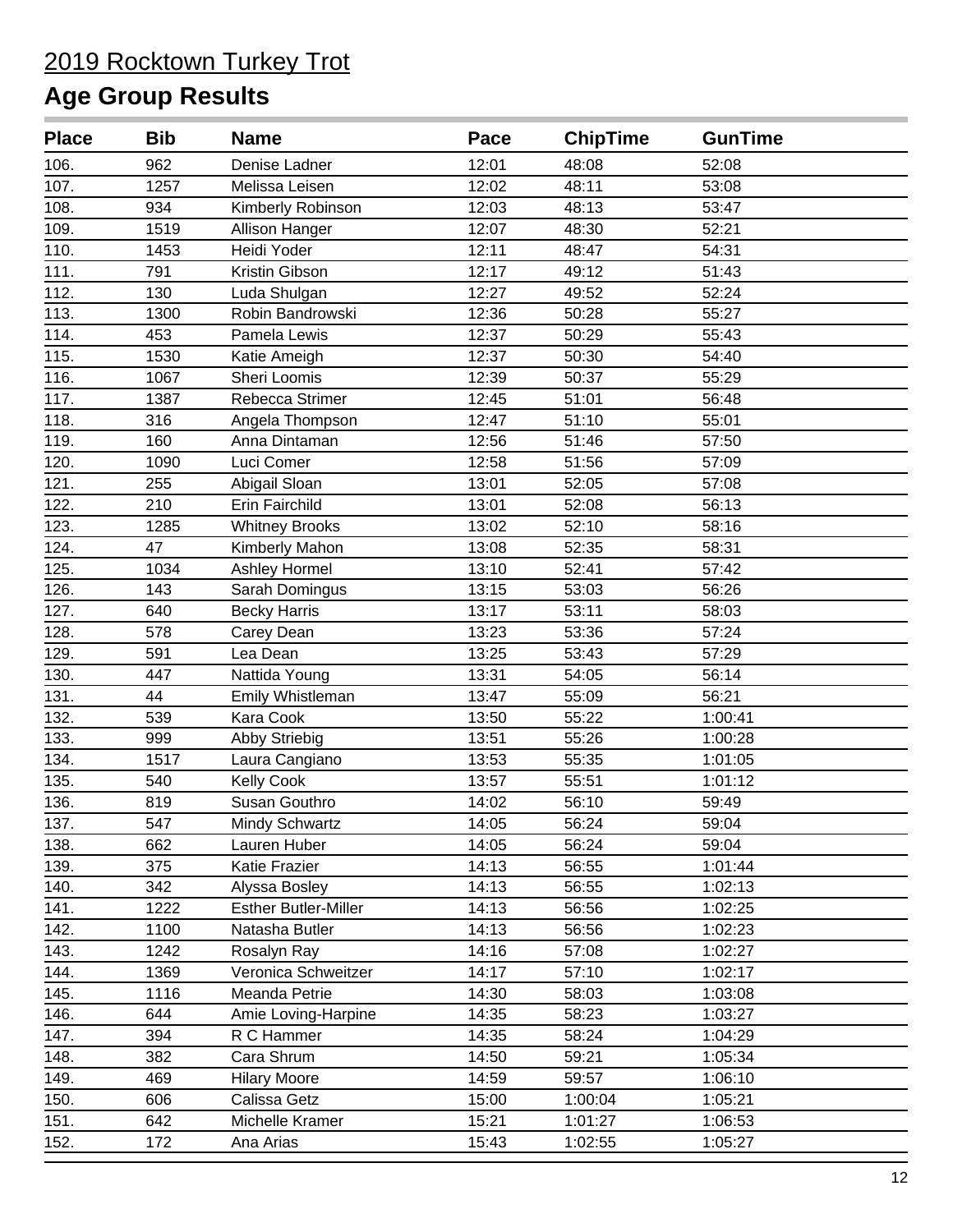# 2019 Rocktown Turkey Trot

## Age Group Results

| Place | Bib | Name | Pace | ChipTime | GunTime |
|---|---|---|---|---|---|
| 106. | 962 | Denise Ladner | 12:01 | 48:08 | 52:08 |
| 107. | 1257 | Melissa Leisen | 12:02 | 48:11 | 53:08 |
| 108. | 934 | Kimberly Robinson | 12:03 | 48:13 | 53:47 |
| 109. | 1519 | Allison Hanger | 12:07 | 48:30 | 52:21 |
| 110. | 1453 | Heidi Yoder | 12:11 | 48:47 | 54:31 |
| 111. | 791 | Kristin Gibson | 12:17 | 49:12 | 51:43 |
| 112. | 130 | Luda Shulgan | 12:27 | 49:52 | 52:24 |
| 113. | 1300 | Robin Bandrowski | 12:36 | 50:28 | 55:27 |
| 114. | 453 | Pamela Lewis | 12:37 | 50:29 | 55:43 |
| 115. | 1530 | Katie Ameigh | 12:37 | 50:30 | 54:40 |
| 116. | 1067 | Sheri Loomis | 12:39 | 50:37 | 55:29 |
| 117. | 1387 | Rebecca Strimer | 12:45 | 51:01 | 56:48 |
| 118. | 316 | Angela Thompson | 12:47 | 51:10 | 55:01 |
| 119. | 160 | Anna Dintaman | 12:56 | 51:46 | 57:50 |
| 120. | 1090 | Luci Comer | 12:58 | 51:56 | 57:09 |
| 121. | 255 | Abigail Sloan | 13:01 | 52:05 | 57:08 |
| 122. | 210 | Erin Fairchild | 13:01 | 52:08 | 56:13 |
| 123. | 1285 | Whitney Brooks | 13:02 | 52:10 | 58:16 |
| 124. | 47 | Kimberly Mahon | 13:08 | 52:35 | 58:31 |
| 125. | 1034 | Ashley Hormel | 13:10 | 52:41 | 57:42 |
| 126. | 143 | Sarah Domingus | 13:15 | 53:03 | 56:26 |
| 127. | 640 | Becky Harris | 13:17 | 53:11 | 58:03 |
| 128. | 578 | Carey Dean | 13:23 | 53:36 | 57:24 |
| 129. | 591 | Lea Dean | 13:25 | 53:43 | 57:29 |
| 130. | 447 | Nattida Young | 13:31 | 54:05 | 56:14 |
| 131. | 44 | Emily Whistleman | 13:47 | 55:09 | 56:21 |
| 132. | 539 | Kara Cook | 13:50 | 55:22 | 1:00:41 |
| 133. | 999 | Abby Striebig | 13:51 | 55:26 | 1:00:28 |
| 134. | 1517 | Laura Cangiano | 13:53 | 55:35 | 1:01:05 |
| 135. | 540 | Kelly Cook | 13:57 | 55:51 | 1:01:12 |
| 136. | 819 | Susan Gouthro | 14:02 | 56:10 | 59:49 |
| 137. | 547 | Mindy Schwartz | 14:05 | 56:24 | 59:04 |
| 138. | 662 | Lauren Huber | 14:05 | 56:24 | 59:04 |
| 139. | 375 | Katie Frazier | 14:13 | 56:55 | 1:01:44 |
| 140. | 342 | Alyssa Bosley | 14:13 | 56:55 | 1:02:13 |
| 141. | 1222 | Esther Butler-Miller | 14:13 | 56:56 | 1:02:25 |
| 142. | 1100 | Natasha Butler | 14:13 | 56:56 | 1:02:23 |
| 143. | 1242 | Rosalyn Ray | 14:16 | 57:08 | 1:02:27 |
| 144. | 1369 | Veronica Schweitzer | 14:17 | 57:10 | 1:02:17 |
| 145. | 1116 | Meanda Petrie | 14:30 | 58:03 | 1:03:08 |
| 146. | 644 | Amie Loving-Harpine | 14:35 | 58:23 | 1:03:27 |
| 147. | 394 | R C Hammer | 14:35 | 58:24 | 1:04:29 |
| 148. | 382 | Cara Shrum | 14:50 | 59:21 | 1:05:34 |
| 149. | 469 | Hilary Moore | 14:59 | 59:57 | 1:06:10 |
| 150. | 606 | Calissa Getz | 15:00 | 1:00:04 | 1:05:21 |
| 151. | 642 | Michelle Kramer | 15:21 | 1:01:27 | 1:06:53 |
| 152. | 172 | Ana Arias | 15:43 | 1:02:55 | 1:05:27 |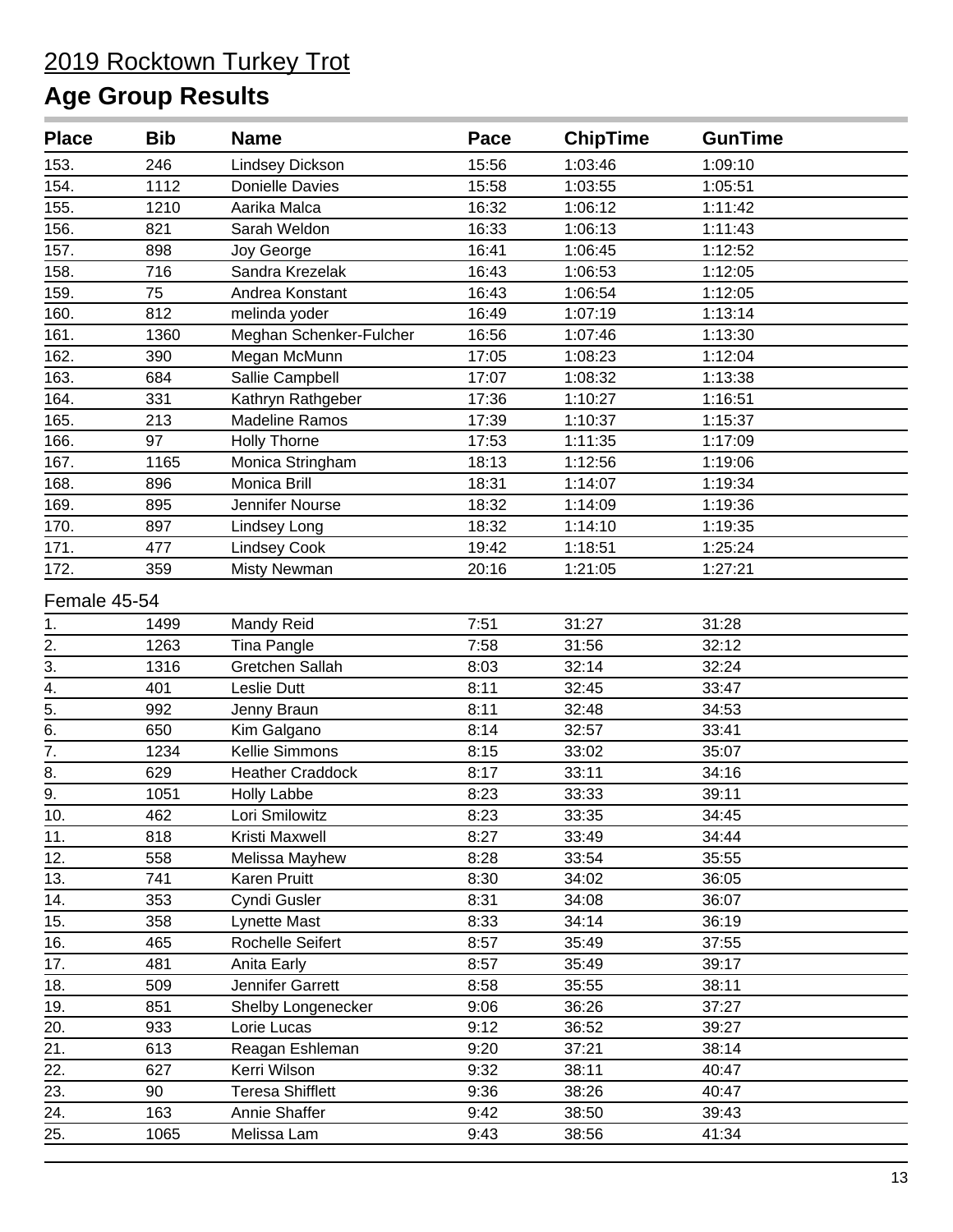# 2019 Rocktown Turkey Trot

## Age Group Results

| Place | Bib | Name | Pace | ChipTime | GunTime |
|---|---|---|---|---|---|
| 153. | 246 | Lindsey Dickson | 15:56 | 1:03:46 | 1:09:10 |
| 154. | 1112 | Donielle Davies | 15:58 | 1:03:55 | 1:05:51 |
| 155. | 1210 | Aarika Malca | 16:32 | 1:06:12 | 1:11:42 |
| 156. | 821 | Sarah Weldon | 16:33 | 1:06:13 | 1:11:43 |
| 157. | 898 | Joy George | 16:41 | 1:06:45 | 1:12:52 |
| 158. | 716 | Sandra Krezelak | 16:43 | 1:06:53 | 1:12:05 |
| 159. | 75 | Andrea Konstant | 16:43 | 1:06:54 | 1:12:05 |
| 160. | 812 | melinda yoder | 16:49 | 1:07:19 | 1:13:14 |
| 161. | 1360 | Meghan Schenker-Fulcher | 16:56 | 1:07:46 | 1:13:30 |
| 162. | 390 | Megan McMunn | 17:05 | 1:08:23 | 1:12:04 |
| 163. | 684 | Sallie Campbell | 17:07 | 1:08:32 | 1:13:38 |
| 164. | 331 | Kathryn Rathgeber | 17:36 | 1:10:27 | 1:16:51 |
| 165. | 213 | Madeline Ramos | 17:39 | 1:10:37 | 1:15:37 |
| 166. | 97 | Holly Thorne | 17:53 | 1:11:35 | 1:17:09 |
| 167. | 1165 | Monica Stringham | 18:13 | 1:12:56 | 1:19:06 |
| 168. | 896 | Monica Brill | 18:31 | 1:14:07 | 1:19:34 |
| 169. | 895 | Jennifer Nourse | 18:32 | 1:14:09 | 1:19:36 |
| 170. | 897 | Lindsey Long | 18:32 | 1:14:10 | 1:19:35 |
| 171. | 477 | Lindsey Cook | 19:42 | 1:18:51 | 1:25:24 |
| 172. | 359 | Misty Newman | 20:16 | 1:21:05 | 1:27:21 |

Female 45-54

| Place | Bib | Name | Pace | ChipTime | GunTime |
|---|---|---|---|---|---|
| 1. | 1499 | Mandy Reid | 7:51 | 31:27 | 31:28 |
| 2. | 1263 | Tina Pangle | 7:58 | 31:56 | 32:12 |
| 3. | 1316 | Gretchen Sallah | 8:03 | 32:14 | 32:24 |
| 4. | 401 | Leslie Dutt | 8:11 | 32:45 | 33:47 |
| 5. | 992 | Jenny Braun | 8:11 | 32:48 | 34:53 |
| 6. | 650 | Kim Galgano | 8:14 | 32:57 | 33:41 |
| 7. | 1234 | Kellie Simmons | 8:15 | 33:02 | 35:07 |
| 8. | 629 | Heather Craddock | 8:17 | 33:11 | 34:16 |
| 9. | 1051 | Holly Labbe | 8:23 | 33:33 | 39:11 |
| 10. | 462 | Lori Smilowitz | 8:23 | 33:35 | 34:45 |
| 11. | 818 | Kristi Maxwell | 8:27 | 33:49 | 34:44 |
| 12. | 558 | Melissa Mayhew | 8:28 | 33:54 | 35:55 |
| 13. | 741 | Karen Pruitt | 8:30 | 34:02 | 36:05 |
| 14. | 353 | Cyndi Gusler | 8:31 | 34:08 | 36:07 |
| 15. | 358 | Lynette Mast | 8:33 | 34:14 | 36:19 |
| 16. | 465 | Rochelle Seifert | 8:57 | 35:49 | 37:55 |
| 17. | 481 | Anita Early | 8:57 | 35:49 | 39:17 |
| 18. | 509 | Jennifer Garrett | 8:58 | 35:55 | 38:11 |
| 19. | 851 | Shelby Longenecker | 9:06 | 36:26 | 37:27 |
| 20. | 933 | Lorie Lucas | 9:12 | 36:52 | 39:27 |
| 21. | 613 | Reagan Eshleman | 9:20 | 37:21 | 38:14 |
| 22. | 627 | Kerri Wilson | 9:32 | 38:11 | 40:47 |
| 23. | 90 | Teresa Shifflett | 9:36 | 38:26 | 40:47 |
| 24. | 163 | Annie Shaffer | 9:42 | 38:50 | 39:43 |
| 25. | 1065 | Melissa Lam | 9:43 | 38:56 | 41:34 |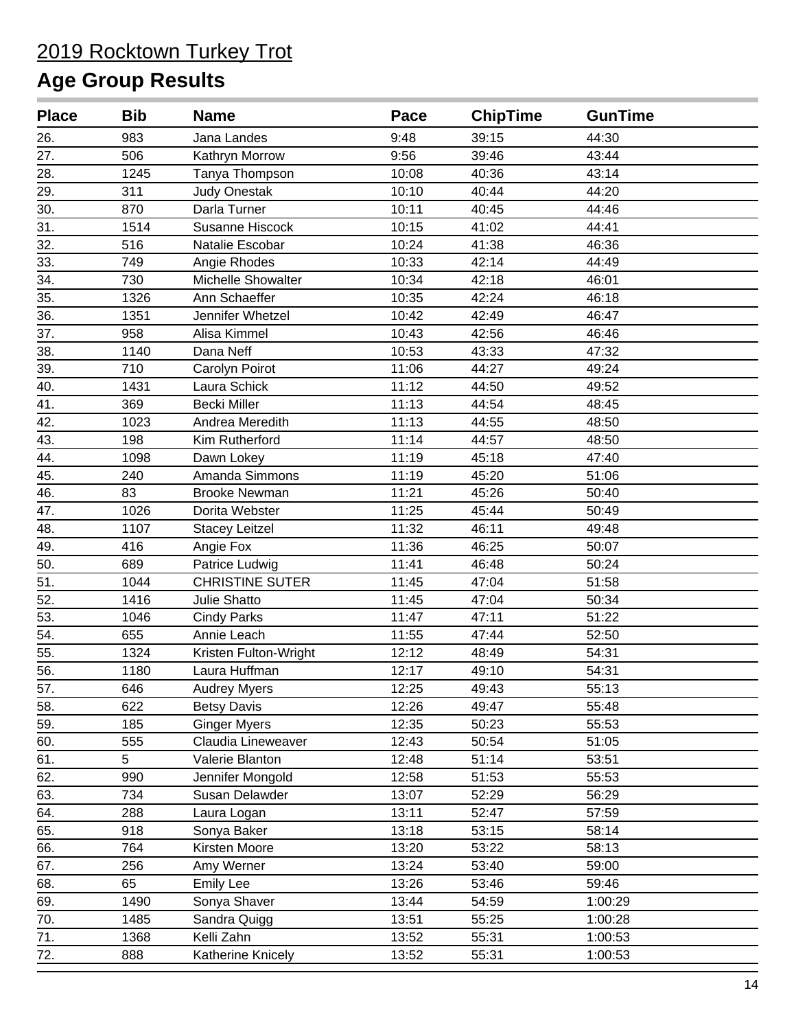# 2019 Rocktown Turkey Trot

## Age Group Results

| Place | Bib | Name | Pace | ChipTime | GunTime |
|---|---|---|---|---|---|
| 26. | 983 | Jana Landes | 9:48 | 39:15 | 44:30 |
| 27. | 506 | Kathryn Morrow | 9:56 | 39:46 | 43:44 |
| 28. | 1245 | Tanya Thompson | 10:08 | 40:36 | 43:14 |
| 29. | 311 | Judy Onestak | 10:10 | 40:44 | 44:20 |
| 30. | 870 | Darla Turner | 10:11 | 40:45 | 44:46 |
| 31. | 1514 | Susanne Hiscock | 10:15 | 41:02 | 44:41 |
| 32. | 516 | Natalie Escobar | 10:24 | 41:38 | 46:36 |
| 33. | 749 | Angie Rhodes | 10:33 | 42:14 | 44:49 |
| 34. | 730 | Michelle Showalter | 10:34 | 42:18 | 46:01 |
| 35. | 1326 | Ann Schaeffer | 10:35 | 42:24 | 46:18 |
| 36. | 1351 | Jennifer Whetzel | 10:42 | 42:49 | 46:47 |
| 37. | 958 | Alisa Kimmel | 10:43 | 42:56 | 46:46 |
| 38. | 1140 | Dana Neff | 10:53 | 43:33 | 47:32 |
| 39. | 710 | Carolyn Poirot | 11:06 | 44:27 | 49:24 |
| 40. | 1431 | Laura Schick | 11:12 | 44:50 | 49:52 |
| 41. | 369 | Becki Miller | 11:13 | 44:54 | 48:45 |
| 42. | 1023 | Andrea Meredith | 11:13 | 44:55 | 48:50 |
| 43. | 198 | Kim Rutherford | 11:14 | 44:57 | 48:50 |
| 44. | 1098 | Dawn Lokey | 11:19 | 45:18 | 47:40 |
| 45. | 240 | Amanda Simmons | 11:19 | 45:20 | 51:06 |
| 46. | 83 | Brooke Newman | 11:21 | 45:26 | 50:40 |
| 47. | 1026 | Dorita Webster | 11:25 | 45:44 | 50:49 |
| 48. | 1107 | Stacey Leitzel | 11:32 | 46:11 | 49:48 |
| 49. | 416 | Angie Fox | 11:36 | 46:25 | 50:07 |
| 50. | 689 | Patrice Ludwig | 11:41 | 46:48 | 50:24 |
| 51. | 1044 | CHRISTINE SUTER | 11:45 | 47:04 | 51:58 |
| 52. | 1416 | Julie Shatto | 11:45 | 47:04 | 50:34 |
| 53. | 1046 | Cindy Parks | 11:47 | 47:11 | 51:22 |
| 54. | 655 | Annie Leach | 11:55 | 47:44 | 52:50 |
| 55. | 1324 | Kristen Fulton-Wright | 12:12 | 48:49 | 54:31 |
| 56. | 1180 | Laura Huffman | 12:17 | 49:10 | 54:31 |
| 57. | 646 | Audrey Myers | 12:25 | 49:43 | 55:13 |
| 58. | 622 | Betsy Davis | 12:26 | 49:47 | 55:48 |
| 59. | 185 | Ginger Myers | 12:35 | 50:23 | 55:53 |
| 60. | 555 | Claudia Lineweaver | 12:43 | 50:54 | 51:05 |
| 61. | 5 | Valerie Blanton | 12:48 | 51:14 | 53:51 |
| 62. | 990 | Jennifer Mongold | 12:58 | 51:53 | 55:53 |
| 63. | 734 | Susan Delawder | 13:07 | 52:29 | 56:29 |
| 64. | 288 | Laura Logan | 13:11 | 52:47 | 57:59 |
| 65. | 918 | Sonya Baker | 13:18 | 53:15 | 58:14 |
| 66. | 764 | Kirsten Moore | 13:20 | 53:22 | 58:13 |
| 67. | 256 | Amy Werner | 13:24 | 53:40 | 59:00 |
| 68. | 65 | Emily Lee | 13:26 | 53:46 | 59:46 |
| 69. | 1490 | Sonya Shaver | 13:44 | 54:59 | 1:00:29 |
| 70. | 1485 | Sandra Quigg | 13:51 | 55:25 | 1:00:28 |
| 71. | 1368 | Kelli Zahn | 13:52 | 55:31 | 1:00:53 |
| 72. | 888 | Katherine Knicely | 13:52 | 55:31 | 1:00:53 |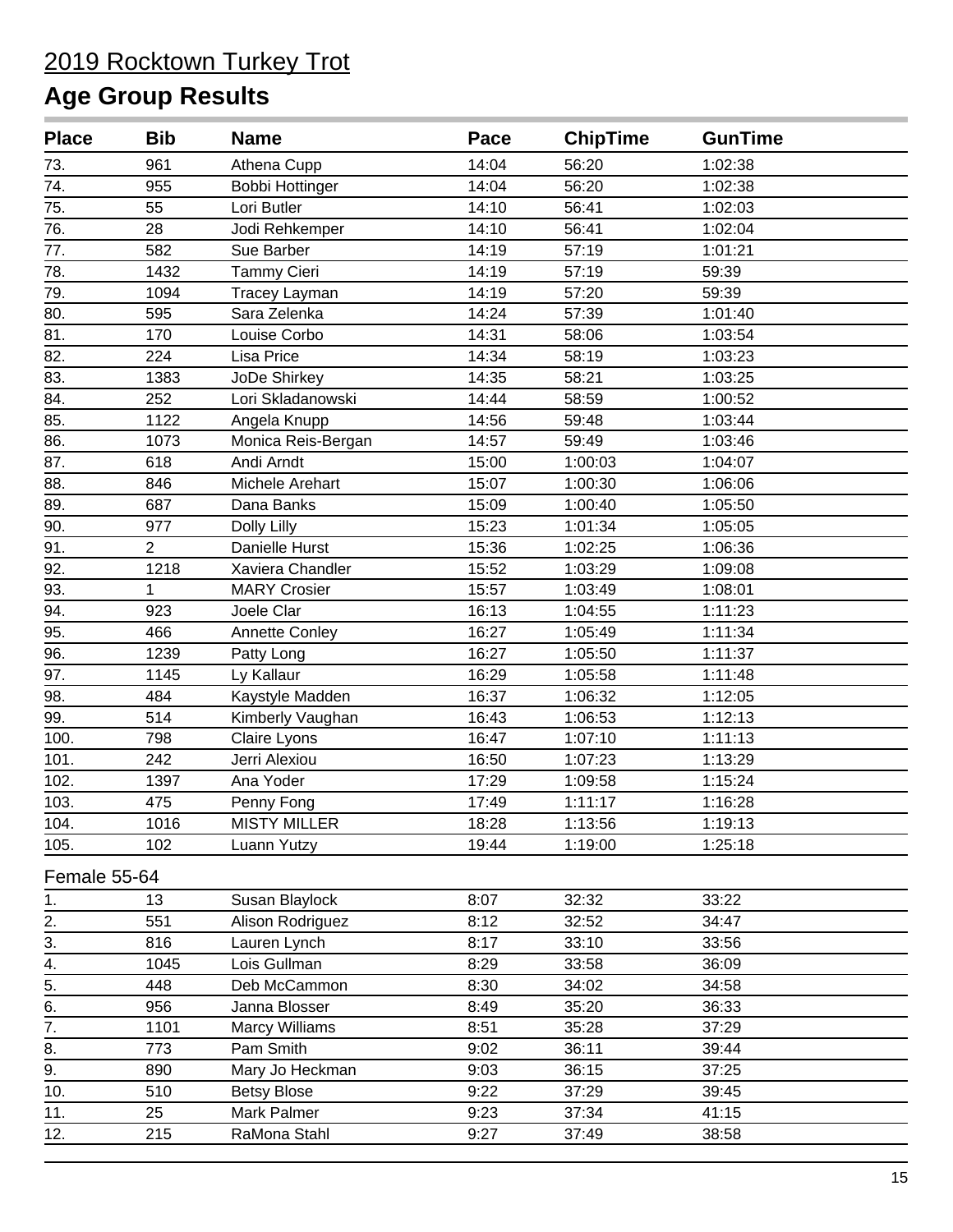# 2019 Rocktown Turkey Trot

## Age Group Results

| Place | Bib | Name | Pace | ChipTime | GunTime |
|---|---|---|---|---|---|
| 73. | 961 | Athena Cupp | 14:04 | 56:20 | 1:02:38 |
| 74. | 955 | Bobbi Hottinger | 14:04 | 56:20 | 1:02:38 |
| 75. | 55 | Lori Butler | 14:10 | 56:41 | 1:02:03 |
| 76. | 28 | Jodi Rehkemper | 14:10 | 56:41 | 1:02:04 |
| 77. | 582 | Sue Barber | 14:19 | 57:19 | 1:01:21 |
| 78. | 1432 | Tammy Cieri | 14:19 | 57:19 | 59:39 |
| 79. | 1094 | Tracey Layman | 14:19 | 57:20 | 59:39 |
| 80. | 595 | Sara Zelenka | 14:24 | 57:39 | 1:01:40 |
| 81. | 170 | Louise Corbo | 14:31 | 58:06 | 1:03:54 |
| 82. | 224 | Lisa Price | 14:34 | 58:19 | 1:03:23 |
| 83. | 1383 | JoDe Shirkey | 14:35 | 58:21 | 1:03:25 |
| 84. | 252 | Lori Skladanowski | 14:44 | 58:59 | 1:00:52 |
| 85. | 1122 | Angela Knupp | 14:56 | 59:48 | 1:03:44 |
| 86. | 1073 | Monica Reis-Bergan | 14:57 | 59:49 | 1:03:46 |
| 87. | 618 | Andi Arndt | 15:00 | 1:00:03 | 1:04:07 |
| 88. | 846 | Michele Arehart | 15:07 | 1:00:30 | 1:06:06 |
| 89. | 687 | Dana Banks | 15:09 | 1:00:40 | 1:05:50 |
| 90. | 977 | Dolly Lilly | 15:23 | 1:01:34 | 1:05:05 |
| 91. | 2 | Danielle Hurst | 15:36 | 1:02:25 | 1:06:36 |
| 92. | 1218 | Xaviera Chandler | 15:52 | 1:03:29 | 1:09:08 |
| 93. | 1 | MARY Crosier | 15:57 | 1:03:49 | 1:08:01 |
| 94. | 923 | Joele Clar | 16:13 | 1:04:55 | 1:11:23 |
| 95. | 466 | Annette Conley | 16:27 | 1:05:49 | 1:11:34 |
| 96. | 1239 | Patty Long | 16:27 | 1:05:50 | 1:11:37 |
| 97. | 1145 | Ly Kallaur | 16:29 | 1:05:58 | 1:11:48 |
| 98. | 484 | Kaystyle Madden | 16:37 | 1:06:32 | 1:12:05 |
| 99. | 514 | Kimberly Vaughan | 16:43 | 1:06:53 | 1:12:13 |
| 100. | 798 | Claire Lyons | 16:47 | 1:07:10 | 1:11:13 |
| 101. | 242 | Jerri Alexiou | 16:50 | 1:07:23 | 1:13:29 |
| 102. | 1397 | Ana Yoder | 17:29 | 1:09:58 | 1:15:24 |
| 103. | 475 | Penny Fong | 17:49 | 1:11:17 | 1:16:28 |
| 104. | 1016 | MISTY MILLER | 18:28 | 1:13:56 | 1:19:13 |
| 105. | 102 | Luann Yutzy | 19:44 | 1:19:00 | 1:25:18 |

Female 55-64

| Place | Bib | Name | Pace | ChipTime | GunTime |
|---|---|---|---|---|---|
| 1. | 13 | Susan Blaylock | 8:07 | 32:32 | 33:22 |
| 2. | 551 | Alison Rodriguez | 8:12 | 32:52 | 34:47 |
| 3. | 816 | Lauren Lynch | 8:17 | 33:10 | 33:56 |
| 4. | 1045 | Lois Gullman | 8:29 | 33:58 | 36:09 |
| 5. | 448 | Deb McCammon | 8:30 | 34:02 | 34:58 |
| 6. | 956 | Janna Blosser | 8:49 | 35:20 | 36:33 |
| 7. | 1101 | Marcy Williams | 8:51 | 35:28 | 37:29 |
| 8. | 773 | Pam Smith | 9:02 | 36:11 | 39:44 |
| 9. | 890 | Mary Jo Heckman | 9:03 | 36:15 | 37:25 |
| 10. | 510 | Betsy Blose | 9:22 | 37:29 | 39:45 |
| 11. | 25 | Mark Palmer | 9:23 | 37:34 | 41:15 |
| 12. | 215 | RaMona Stahl | 9:27 | 37:49 | 38:58 |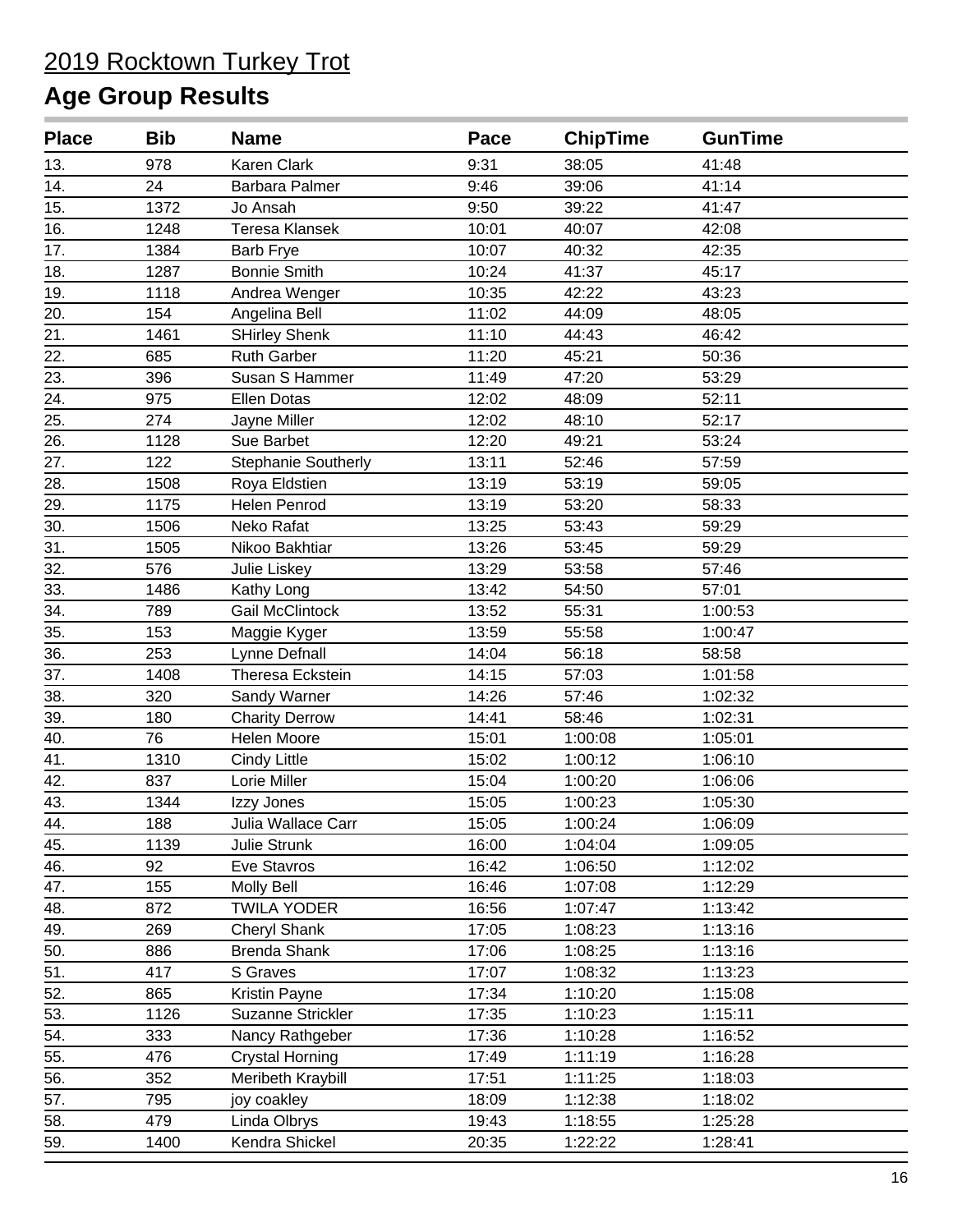# 2019 Rocktown Turkey Trot

## Age Group Results

| Place | Bib | Name | Pace | ChipTime | GunTime |
|---|---|---|---|---|---|
| 13. | 978 | Karen Clark | 9:31 | 38:05 | 41:48 |
| 14. | 24 | Barbara Palmer | 9:46 | 39:06 | 41:14 |
| 15. | 1372 | Jo Ansah | 9:50 | 39:22 | 41:47 |
| 16. | 1248 | Teresa Klansek | 10:01 | 40:07 | 42:08 |
| 17. | 1384 | Barb Frye | 10:07 | 40:32 | 42:35 |
| 18. | 1287 | Bonnie Smith | 10:24 | 41:37 | 45:17 |
| 19. | 1118 | Andrea Wenger | 10:35 | 42:22 | 43:23 |
| 20. | 154 | Angelina Bell | 11:02 | 44:09 | 48:05 |
| 21. | 1461 | SHirley Shenk | 11:10 | 44:43 | 46:42 |
| 22. | 685 | Ruth Garber | 11:20 | 45:21 | 50:36 |
| 23. | 396 | Susan S Hammer | 11:49 | 47:20 | 53:29 |
| 24. | 975 | Ellen Dotas | 12:02 | 48:09 | 52:11 |
| 25. | 274 | Jayne Miller | 12:02 | 48:10 | 52:17 |
| 26. | 1128 | Sue Barbet | 12:20 | 49:21 | 53:24 |
| 27. | 122 | Stephanie Southerly | 13:11 | 52:46 | 57:59 |
| 28. | 1508 | Roya Eldstien | 13:19 | 53:19 | 59:05 |
| 29. | 1175 | Helen Penrod | 13:19 | 53:20 | 58:33 |
| 30. | 1506 | Neko Rafat | 13:25 | 53:43 | 59:29 |
| 31. | 1505 | Nikoo Bakhtiar | 13:26 | 53:45 | 59:29 |
| 32. | 576 | Julie Liskey | 13:29 | 53:58 | 57:46 |
| 33. | 1486 | Kathy Long | 13:42 | 54:50 | 57:01 |
| 34. | 789 | Gail McClintock | 13:52 | 55:31 | 1:00:53 |
| 35. | 153 | Maggie Kyger | 13:59 | 55:58 | 1:00:47 |
| 36. | 253 | Lynne Defnall | 14:04 | 56:18 | 58:58 |
| 37. | 1408 | Theresa Eckstein | 14:15 | 57:03 | 1:01:58 |
| 38. | 320 | Sandy Warner | 14:26 | 57:46 | 1:02:32 |
| 39. | 180 | Charity Derrow | 14:41 | 58:46 | 1:02:31 |
| 40. | 76 | Helen Moore | 15:01 | 1:00:08 | 1:05:01 |
| 41. | 1310 | Cindy Little | 15:02 | 1:00:12 | 1:06:10 |
| 42. | 837 | Lorie Miller | 15:04 | 1:00:20 | 1:06:06 |
| 43. | 1344 | Izzy Jones | 15:05 | 1:00:23 | 1:05:30 |
| 44. | 188 | Julia Wallace Carr | 15:05 | 1:00:24 | 1:06:09 |
| 45. | 1139 | Julie Strunk | 16:00 | 1:04:04 | 1:09:05 |
| 46. | 92 | Eve Stavros | 16:42 | 1:06:50 | 1:12:02 |
| 47. | 155 | Molly Bell | 16:46 | 1:07:08 | 1:12:29 |
| 48. | 872 | TWILA YODER | 16:56 | 1:07:47 | 1:13:42 |
| 49. | 269 | Cheryl Shank | 17:05 | 1:08:23 | 1:13:16 |
| 50. | 886 | Brenda Shank | 17:06 | 1:08:25 | 1:13:16 |
| 51. | 417 | S Graves | 17:07 | 1:08:32 | 1:13:23 |
| 52. | 865 | Kristin Payne | 17:34 | 1:10:20 | 1:15:08 |
| 53. | 1126 | Suzanne Strickler | 17:35 | 1:10:23 | 1:15:11 |
| 54. | 333 | Nancy Rathgeber | 17:36 | 1:10:28 | 1:16:52 |
| 55. | 476 | Crystal Horning | 17:49 | 1:11:19 | 1:16:28 |
| 56. | 352 | Meribeth Kraybill | 17:51 | 1:11:25 | 1:18:03 |
| 57. | 795 | joy coakley | 18:09 | 1:12:38 | 1:18:02 |
| 58. | 479 | Linda Olbrys | 19:43 | 1:18:55 | 1:25:28 |
| 59. | 1400 | Kendra Shickel | 20:35 | 1:22:22 | 1:28:41 |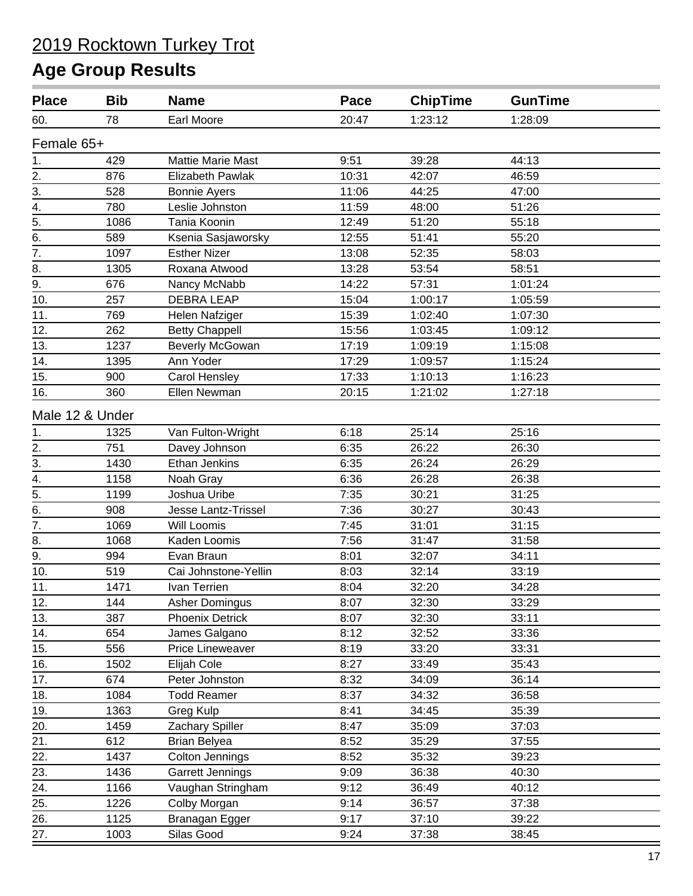# 2019 Rocktown Turkey Trot

## Age Group Results

| Place | Bib | Name | Pace | ChipTime | GunTime |
|---|---|---|---|---|---|
| 60. | 78 | Earl Moore | 20:47 | 1:23:12 | 1:28:09 |

### Female 65+

| Place | Bib | Name | Pace | ChipTime | GunTime |
|---|---|---|---|---|---|
| 1. | 429 | Mattie Marie Mast | 9:51 | 39:28 | 44:13 |
| 2. | 876 | Elizabeth Pawlak | 10:31 | 42:07 | 46:59 |
| 3. | 528 | Bonnie Ayers | 11:06 | 44:25 | 47:00 |
| 4. | 780 | Leslie Johnston | 11:59 | 48:00 | 51:26 |
| 5. | 1086 | Tania Koonin | 12:49 | 51:20 | 55:18 |
| 6. | 589 | Ksenia Sasjaworsky | 12:55 | 51:41 | 55:20 |
| 7. | 1097 | Esther Nizer | 13:08 | 52:35 | 58:03 |
| 8. | 1305 | Roxana Atwood | 13:28 | 53:54 | 58:51 |
| 9. | 676 | Nancy McNabb | 14:22 | 57:31 | 1:01:24 |
| 10. | 257 | DEBRA LEAP | 15:04 | 1:00:17 | 1:05:59 |
| 11. | 769 | Helen Nafziger | 15:39 | 1:02:40 | 1:07:30 |
| 12. | 262 | Betty Chappell | 15:56 | 1:03:45 | 1:09:12 |
| 13. | 1237 | Beverly McGowan | 17:19 | 1:09:19 | 1:15:08 |
| 14. | 1395 | Ann Yoder | 17:29 | 1:09:57 | 1:15:24 |
| 15. | 900 | Carol Hensley | 17:33 | 1:10:13 | 1:16:23 |
| 16. | 360 | Ellen Newman | 20:15 | 1:21:02 | 1:27:18 |

### Male 12 & Under

| Place | Bib | Name | Pace | ChipTime | GunTime |
|---|---|---|---|---|---|
| 1. | 1325 | Van Fulton-Wright | 6:18 | 25:14 | 25:16 |
| 2. | 751 | Davey Johnson | 6:35 | 26:22 | 26:30 |
| 3. | 1430 | Ethan Jenkins | 6:35 | 26:24 | 26:29 |
| 4. | 1158 | Noah Gray | 6:36 | 26:28 | 26:38 |
| 5. | 1199 | Joshua Uribe | 7:35 | 30:21 | 31:25 |
| 6. | 908 | Jesse Lantz-Trissel | 7:36 | 30:27 | 30:43 |
| 7. | 1069 | Will Loomis | 7:45 | 31:01 | 31:15 |
| 8. | 1068 | Kaden Loomis | 7:56 | 31:47 | 31:58 |
| 9. | 994 | Evan Braun | 8:01 | 32:07 | 34:11 |
| 10. | 519 | Cai Johnstone-Yellin | 8:03 | 32:14 | 33:19 |
| 11. | 1471 | Ivan Terrien | 8:04 | 32:20 | 34:28 |
| 12. | 144 | Asher Domingus | 8:07 | 32:30 | 33:29 |
| 13. | 387 | Phoenix Detrick | 8:07 | 32:30 | 33:11 |
| 14. | 654 | James Galgano | 8:12 | 32:52 | 33:36 |
| 15. | 556 | Price Lineweaver | 8:19 | 33:20 | 33:31 |
| 16. | 1502 | Elijah Cole | 8:27 | 33:49 | 35:43 |
| 17. | 674 | Peter Johnston | 8:32 | 34:09 | 36:14 |
| 18. | 1084 | Todd Reamer | 8:37 | 34:32 | 36:58 |
| 19. | 1363 | Greg Kulp | 8:41 | 34:45 | 35:39 |
| 20. | 1459 | Zachary Spiller | 8:47 | 35:09 | 37:03 |
| 21. | 612 | Brian Belyea | 8:52 | 35:29 | 37:55 |
| 22. | 1437 | Colton Jennings | 8:52 | 35:32 | 39:23 |
| 23. | 1436 | Garrett Jennings | 9:09 | 36:38 | 40:30 |
| 24. | 1166 | Vaughan Stringham | 9:12 | 36:49 | 40:12 |
| 25. | 1226 | Colby Morgan | 9:14 | 36:57 | 37:38 |
| 26. | 1125 | Branagan Egger | 9:17 | 37:10 | 39:22 |
| 27. | 1003 | Silas Good | 9:24 | 37:38 | 38:45 |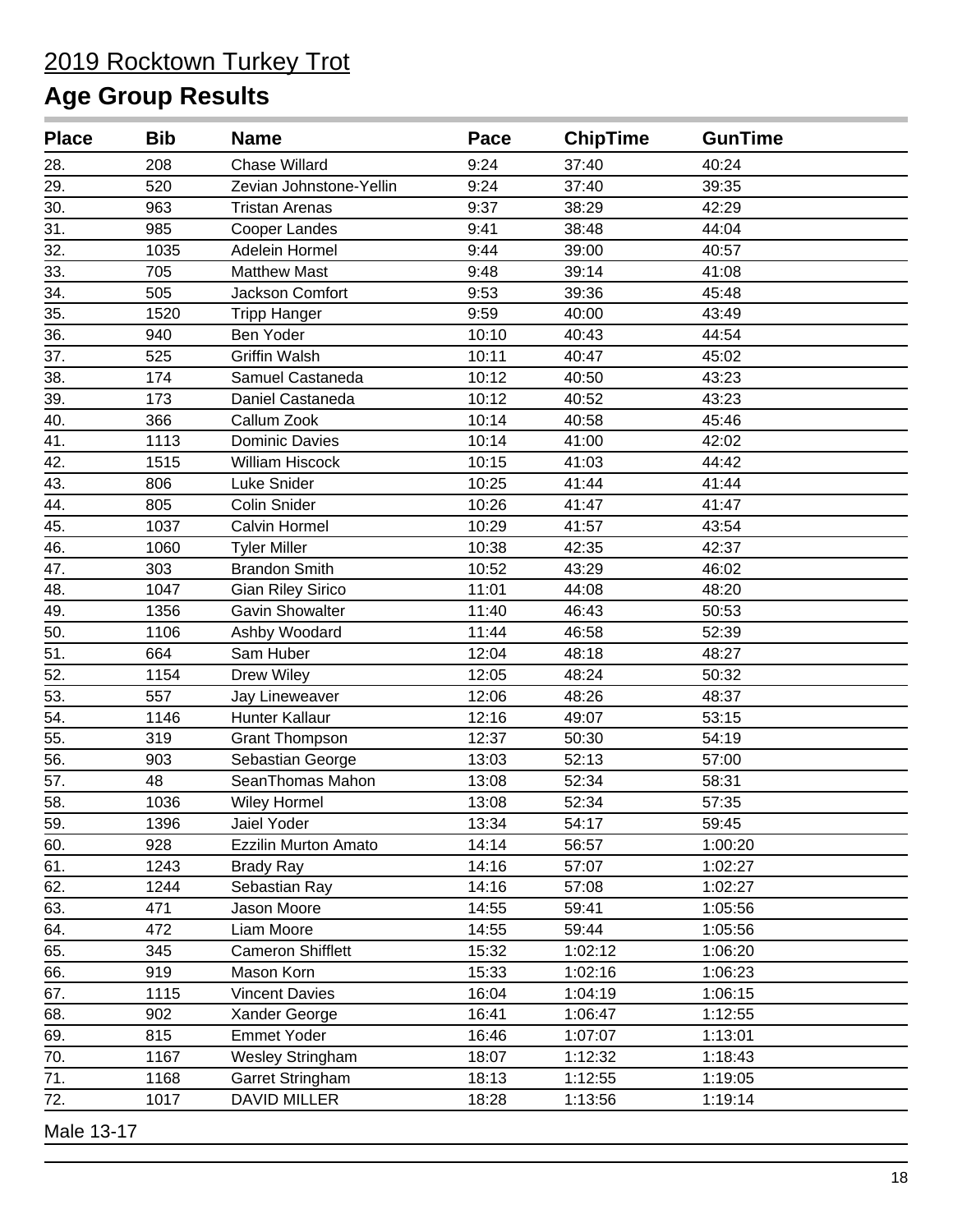2019 Rocktown Turkey Trot

# Age Group Results

| Place | Bib | Name | Pace | ChipTime | GunTime |
|---|---|---|---|---|---|
| 28. | 208 | Chase Willard | 9:24 | 37:40 | 40:24 |
| 29. | 520 | Zevian Johnstone-Yellin | 9:24 | 37:40 | 39:35 |
| 30. | 963 | Tristan Arenas | 9:37 | 38:29 | 42:29 |
| 31. | 985 | Cooper Landes | 9:41 | 38:48 | 44:04 |
| 32. | 1035 | Adelein Hormel | 9:44 | 39:00 | 40:57 |
| 33. | 705 | Matthew Mast | 9:48 | 39:14 | 41:08 |
| 34. | 505 | Jackson Comfort | 9:53 | 39:36 | 45:48 |
| 35. | 1520 | Tripp Hanger | 9:59 | 40:00 | 43:49 |
| 36. | 940 | Ben Yoder | 10:10 | 40:43 | 44:54 |
| 37. | 525 | Griffin Walsh | 10:11 | 40:47 | 45:02 |
| 38. | 174 | Samuel Castaneda | 10:12 | 40:50 | 43:23 |
| 39. | 173 | Daniel Castaneda | 10:12 | 40:52 | 43:23 |
| 40. | 366 | Callum Zook | 10:14 | 40:58 | 45:46 |
| 41. | 1113 | Dominic Davies | 10:14 | 41:00 | 42:02 |
| 42. | 1515 | William Hiscock | 10:15 | 41:03 | 44:42 |
| 43. | 806 | Luke Snider | 10:25 | 41:44 | 41:44 |
| 44. | 805 | Colin Snider | 10:26 | 41:47 | 41:47 |
| 45. | 1037 | Calvin Hormel | 10:29 | 41:57 | 43:54 |
| 46. | 1060 | Tyler Miller | 10:38 | 42:35 | 42:37 |
| 47. | 303 | Brandon Smith | 10:52 | 43:29 | 46:02 |
| 48. | 1047 | Gian Riley Sirico | 11:01 | 44:08 | 48:20 |
| 49. | 1356 | Gavin Showalter | 11:40 | 46:43 | 50:53 |
| 50. | 1106 | Ashby Woodard | 11:44 | 46:58 | 52:39 |
| 51. | 664 | Sam Huber | 12:04 | 48:18 | 48:27 |
| 52. | 1154 | Drew Wiley | 12:05 | 48:24 | 50:32 |
| 53. | 557 | Jay Lineweaver | 12:06 | 48:26 | 48:37 |
| 54. | 1146 | Hunter Kallaur | 12:16 | 49:07 | 53:15 |
| 55. | 319 | Grant Thompson | 12:37 | 50:30 | 54:19 |
| 56. | 903 | Sebastian George | 13:03 | 52:13 | 57:00 |
| 57. | 48 | SeanThomas Mahon | 13:08 | 52:34 | 58:31 |
| 58. | 1036 | Wiley Hormel | 13:08 | 52:34 | 57:35 |
| 59. | 1396 | Jaiel Yoder | 13:34 | 54:17 | 59:45 |
| 60. | 928 | Ezzilin Murton Amato | 14:14 | 56:57 | 1:00:20 |
| 61. | 1243 | Brady Ray | 14:16 | 57:07 | 1:02:27 |
| 62. | 1244 | Sebastian Ray | 14:16 | 57:08 | 1:02:27 |
| 63. | 471 | Jason Moore | 14:55 | 59:41 | 1:05:56 |
| 64. | 472 | Liam Moore | 14:55 | 59:44 | 1:05:56 |
| 65. | 345 | Cameron Shifflett | 15:32 | 1:02:12 | 1:06:20 |
| 66. | 919 | Mason Korn | 15:33 | 1:02:16 | 1:06:23 |
| 67. | 1115 | Vincent Davies | 16:04 | 1:04:19 | 1:06:15 |
| 68. | 902 | Xander George | 16:41 | 1:06:47 | 1:12:55 |
| 69. | 815 | Emmet Yoder | 16:46 | 1:07:07 | 1:13:01 |
| 70. | 1167 | Wesley Stringham | 18:07 | 1:12:32 | 1:18:43 |
| 71. | 1168 | Garret Stringham | 18:13 | 1:12:55 | 1:19:05 |
| 72. | 1017 | DAVID MILLER | 18:28 | 1:13:56 | 1:19:14 |

Male 13-17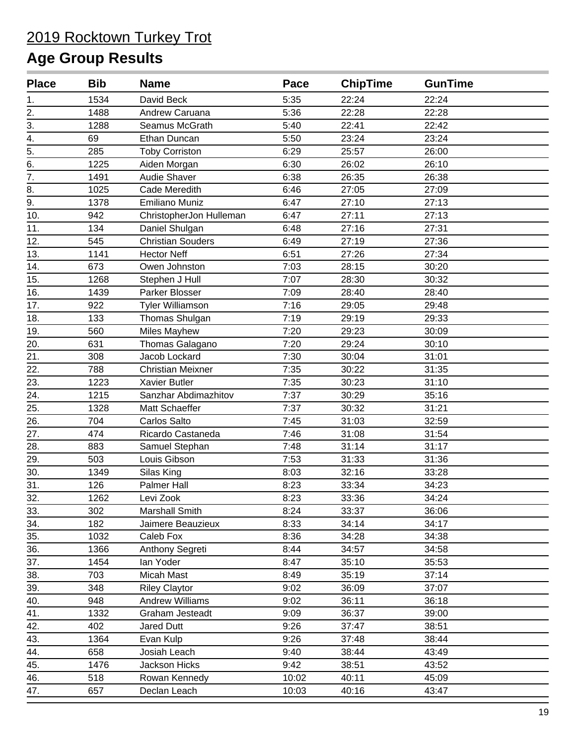# 2019 Rocktown Turkey Trot

## Age Group Results

| Place | Bib | Name | Pace | ChipTime | GunTime |
|---|---|---|---|---|---|
| 1. | 1534 | David Beck | 5:35 | 22:24 | 22:24 |
| 2. | 1488 | Andrew Caruana | 5:36 | 22:28 | 22:28 |
| 3. | 1288 | Seamus McGrath | 5:40 | 22:41 | 22:42 |
| 4. | 69 | Ethan Duncan | 5:50 | 23:24 | 23:24 |
| 5. | 285 | Toby Corriston | 6:29 | 25:57 | 26:00 |
| 6. | 1225 | Aiden Morgan | 6:30 | 26:02 | 26:10 |
| 7. | 1491 | Audie Shaver | 6:38 | 26:35 | 26:38 |
| 8. | 1025 | Cade Meredith | 6:46 | 27:05 | 27:09 |
| 9. | 1378 | Emiliano Muniz | 6:47 | 27:10 | 27:13 |
| 10. | 942 | ChristopherJon Hulleman | 6:47 | 27:11 | 27:13 |
| 11. | 134 | Daniel Shulgan | 6:48 | 27:16 | 27:31 |
| 12. | 545 | Christian Souders | 6:49 | 27:19 | 27:36 |
| 13. | 1141 | Hector Neff | 6:51 | 27:26 | 27:34 |
| 14. | 673 | Owen Johnston | 7:03 | 28:15 | 30:20 |
| 15. | 1268 | Stephen J Hull | 7:07 | 28:30 | 30:32 |
| 16. | 1439 | Parker Blosser | 7:09 | 28:40 | 28:40 |
| 17. | 922 | Tyler Williamson | 7:16 | 29:05 | 29:48 |
| 18. | 133 | Thomas Shulgan | 7:19 | 29:19 | 29:33 |
| 19. | 560 | Miles Mayhew | 7:20 | 29:23 | 30:09 |
| 20. | 631 | Thomas Galagano | 7:20 | 29:24 | 30:10 |
| 21. | 308 | Jacob Lockard | 7:30 | 30:04 | 31:01 |
| 22. | 788 | Christian Meixner | 7:35 | 30:22 | 31:35 |
| 23. | 1223 | Xavier Butler | 7:35 | 30:23 | 31:10 |
| 24. | 1215 | Sanzhar Abdimazhitov | 7:37 | 30:29 | 35:16 |
| 25. | 1328 | Matt Schaeffer | 7:37 | 30:32 | 31:21 |
| 26. | 704 | Carlos Salto | 7:45 | 31:03 | 32:59 |
| 27. | 474 | Ricardo Castaneda | 7:46 | 31:08 | 31:54 |
| 28. | 883 | Samuel Stephan | 7:48 | 31:14 | 31:17 |
| 29. | 503 | Louis Gibson | 7:53 | 31:33 | 31:36 |
| 30. | 1349 | Silas King | 8:03 | 32:16 | 33:28 |
| 31. | 126 | Palmer Hall | 8:23 | 33:34 | 34:23 |
| 32. | 1262 | Levi Zook | 8:23 | 33:36 | 34:24 |
| 33. | 302 | Marshall Smith | 8:24 | 33:37 | 36:06 |
| 34. | 182 | Jaimere Beauzieux | 8:33 | 34:14 | 34:17 |
| 35. | 1032 | Caleb Fox | 8:36 | 34:28 | 34:38 |
| 36. | 1366 | Anthony Segreti | 8:44 | 34:57 | 34:58 |
| 37. | 1454 | Ian Yoder | 8:47 | 35:10 | 35:53 |
| 38. | 703 | Micah Mast | 8:49 | 35:19 | 37:14 |
| 39. | 348 | Riley Claytor | 9:02 | 36:09 | 37:07 |
| 40. | 948 | Andrew Williams | 9:02 | 36:11 | 36:18 |
| 41. | 1332 | Graham Jesteadt | 9:09 | 36:37 | 39:00 |
| 42. | 402 | Jared Dutt | 9:26 | 37:47 | 38:51 |
| 43. | 1364 | Evan Kulp | 9:26 | 37:48 | 38:44 |
| 44. | 658 | Josiah Leach | 9:40 | 38:44 | 43:49 |
| 45. | 1476 | Jackson Hicks | 9:42 | 38:51 | 43:52 |
| 46. | 518 | Rowan Kennedy | 10:02 | 40:11 | 45:09 |
| 47. | 657 | Declan Leach | 10:03 | 40:16 | 43:47 |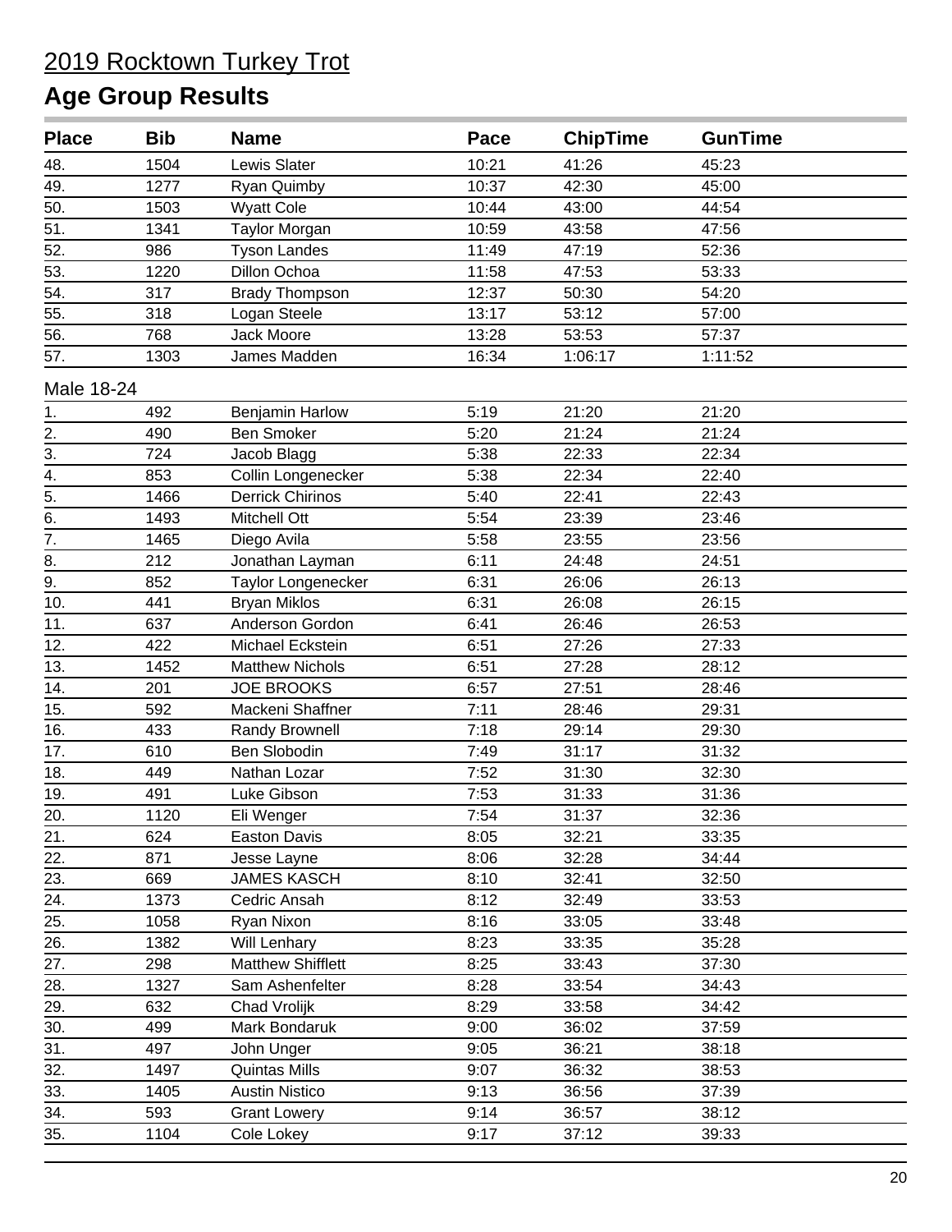2019 Rocktown Turkey Trot

# Age Group Results

| Place | Bib | Name | Pace | ChipTime | GunTime |
|---|---|---|---|---|---|
| 48. | 1504 | Lewis Slater | 10:21 | 41:26 | 45:23 |
| 49. | 1277 | Ryan Quimby | 10:37 | 42:30 | 45:00 |
| 50. | 1503 | Wyatt Cole | 10:44 | 43:00 | 44:54 |
| 51. | 1341 | Taylor Morgan | 10:59 | 43:58 | 47:56 |
| 52. | 986 | Tyson Landes | 11:49 | 47:19 | 52:36 |
| 53. | 1220 | Dillon Ochoa | 11:58 | 47:53 | 53:33 |
| 54. | 317 | Brady Thompson | 12:37 | 50:30 | 54:20 |
| 55. | 318 | Logan Steele | 13:17 | 53:12 | 57:00 |
| 56. | 768 | Jack Moore | 13:28 | 53:53 | 57:37 |
| 57. | 1303 | James Madden | 16:34 | 1:06:17 | 1:11:52 |

Male 18-24

| Place | Bib | Name | Pace | ChipTime | GunTime |
|---|---|---|---|---|---|
| 1. | 492 | Benjamin Harlow | 5:19 | 21:20 | 21:20 |
| 2. | 490 | Ben Smoker | 5:20 | 21:24 | 21:24 |
| 3. | 724 | Jacob Blagg | 5:38 | 22:33 | 22:34 |
| 4. | 853 | Collin Longenecker | 5:38 | 22:34 | 22:40 |
| 5. | 1466 | Derrick Chirinos | 5:40 | 22:41 | 22:43 |
| 6. | 1493 | Mitchell Ott | 5:54 | 23:39 | 23:46 |
| 7. | 1465 | Diego Avila | 5:58 | 23:55 | 23:56 |
| 8. | 212 | Jonathan Layman | 6:11 | 24:48 | 24:51 |
| 9. | 852 | Taylor Longenecker | 6:31 | 26:06 | 26:13 |
| 10. | 441 | Bryan Miklos | 6:31 | 26:08 | 26:15 |
| 11. | 637 | Anderson Gordon | 6:41 | 26:46 | 26:53 |
| 12. | 422 | Michael Eckstein | 6:51 | 27:26 | 27:33 |
| 13. | 1452 | Matthew Nichols | 6:51 | 27:28 | 28:12 |
| 14. | 201 | JOE BROOKS | 6:57 | 27:51 | 28:46 |
| 15. | 592 | Mackeni Shaffner | 7:11 | 28:46 | 29:31 |
| 16. | 433 | Randy Brownell | 7:18 | 29:14 | 29:30 |
| 17. | 610 | Ben Slobodin | 7:49 | 31:17 | 31:32 |
| 18. | 449 | Nathan Lozar | 7:52 | 31:30 | 32:30 |
| 19. | 491 | Luke Gibson | 7:53 | 31:33 | 31:36 |
| 20. | 1120 | Eli Wenger | 7:54 | 31:37 | 32:36 |
| 21. | 624 | Easton Davis | 8:05 | 32:21 | 33:35 |
| 22. | 871 | Jesse Layne | 8:06 | 32:28 | 34:44 |
| 23. | 669 | JAMES KASCH | 8:10 | 32:41 | 32:50 |
| 24. | 1373 | Cedric Ansah | 8:12 | 32:49 | 33:53 |
| 25. | 1058 | Ryan Nixon | 8:16 | 33:05 | 33:48 |
| 26. | 1382 | Will Lenhary | 8:23 | 33:35 | 35:28 |
| 27. | 298 | Matthew Shifflett | 8:25 | 33:43 | 37:30 |
| 28. | 1327 | Sam Ashenfelter | 8:28 | 33:54 | 34:43 |
| 29. | 632 | Chad Vrolijk | 8:29 | 33:58 | 34:42 |
| 30. | 499 | Mark Bondaruk | 9:00 | 36:02 | 37:59 |
| 31. | 497 | John Unger | 9:05 | 36:21 | 38:18 |
| 32. | 1497 | Quintas Mills | 9:07 | 36:32 | 38:53 |
| 33. | 1405 | Austin Nistico | 9:13 | 36:56 | 37:39 |
| 34. | 593 | Grant Lowery | 9:14 | 36:57 | 38:12 |
| 35. | 1104 | Cole Lokey | 9:17 | 37:12 | 39:33 |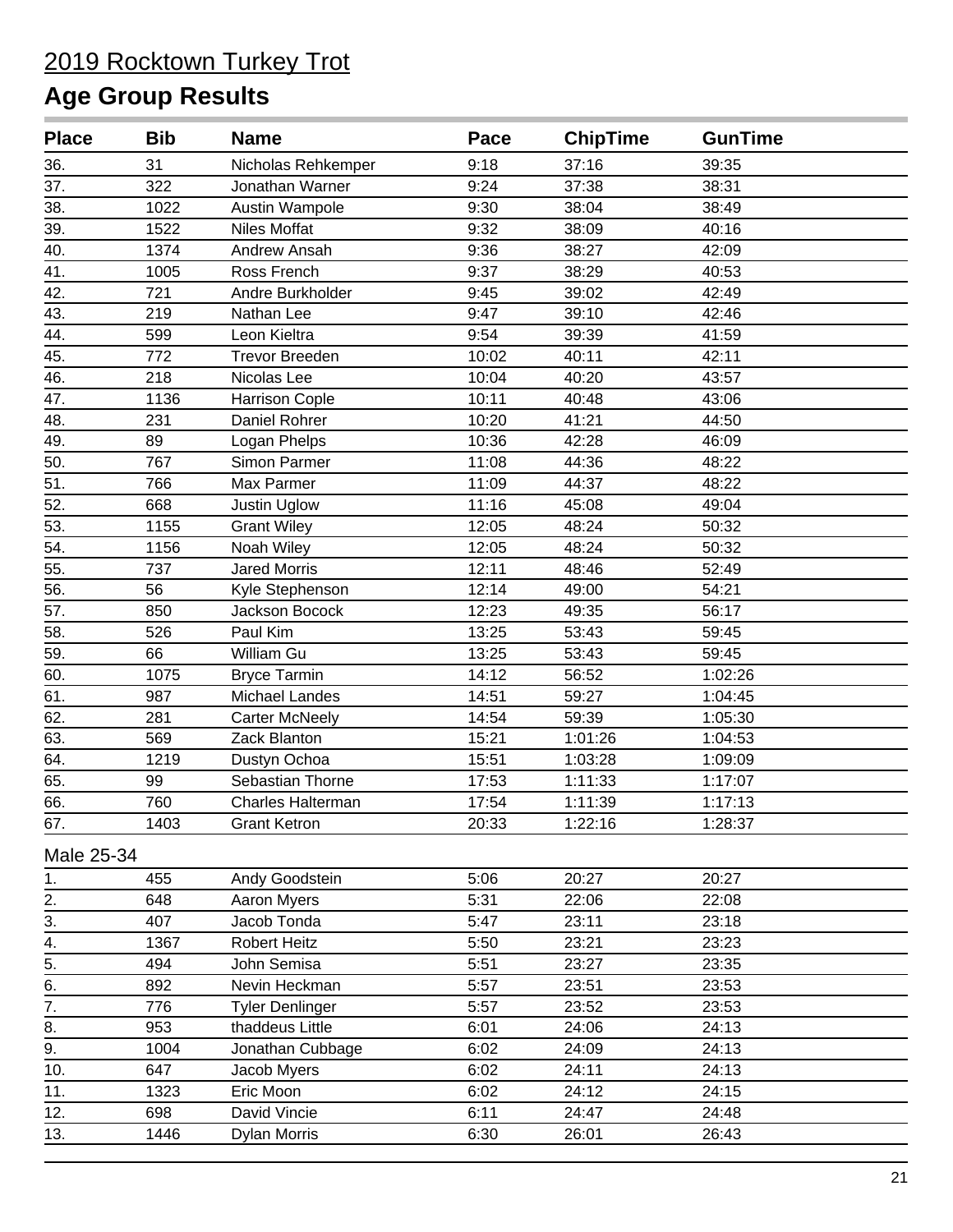# 2019 Rocktown Turkey Trot

## Age Group Results

| Place | Bib | Name | Pace | ChipTime | GunTime |
|---|---|---|---|---|---|
| 36. | 31 | Nicholas Rehkemper | 9:18 | 37:16 | 39:35 |
| 37. | 322 | Jonathan Warner | 9:24 | 37:38 | 38:31 |
| 38. | 1022 | Austin Wampole | 9:30 | 38:04 | 38:49 |
| 39. | 1522 | Niles Moffat | 9:32 | 38:09 | 40:16 |
| 40. | 1374 | Andrew Ansah | 9:36 | 38:27 | 42:09 |
| 41. | 1005 | Ross French | 9:37 | 38:29 | 40:53 |
| 42. | 721 | Andre Burkholder | 9:45 | 39:02 | 42:49 |
| 43. | 219 | Nathan Lee | 9:47 | 39:10 | 42:46 |
| 44. | 599 | Leon Kieltra | 9:54 | 39:39 | 41:59 |
| 45. | 772 | Trevor Breeden | 10:02 | 40:11 | 42:11 |
| 46. | 218 | Nicolas Lee | 10:04 | 40:20 | 43:57 |
| 47. | 1136 | Harrison Cople | 10:11 | 40:48 | 43:06 |
| 48. | 231 | Daniel Rohrer | 10:20 | 41:21 | 44:50 |
| 49. | 89 | Logan Phelps | 10:36 | 42:28 | 46:09 |
| 50. | 767 | Simon Parmer | 11:08 | 44:36 | 48:22 |
| 51. | 766 | Max Parmer | 11:09 | 44:37 | 48:22 |
| 52. | 668 | Justin Uglow | 11:16 | 45:08 | 49:04 |
| 53. | 1155 | Grant Wiley | 12:05 | 48:24 | 50:32 |
| 54. | 1156 | Noah Wiley | 12:05 | 48:24 | 50:32 |
| 55. | 737 | Jared Morris | 12:11 | 48:46 | 52:49 |
| 56. | 56 | Kyle Stephenson | 12:14 | 49:00 | 54:21 |
| 57. | 850 | Jackson Bocock | 12:23 | 49:35 | 56:17 |
| 58. | 526 | Paul Kim | 13:25 | 53:43 | 59:45 |
| 59. | 66 | William Gu | 13:25 | 53:43 | 59:45 |
| 60. | 1075 | Bryce Tarmin | 14:12 | 56:52 | 1:02:26 |
| 61. | 987 | Michael Landes | 14:51 | 59:27 | 1:04:45 |
| 62. | 281 | Carter McNeely | 14:54 | 59:39 | 1:05:30 |
| 63. | 569 | Zack Blanton | 15:21 | 1:01:26 | 1:04:53 |
| 64. | 1219 | Dustyn Ochoa | 15:51 | 1:03:28 | 1:09:09 |
| 65. | 99 | Sebastian Thorne | 17:53 | 1:11:33 | 1:17:07 |
| 66. | 760 | Charles Halterman | 17:54 | 1:11:39 | 1:17:13 |
| 67. | 1403 | Grant Ketron | 20:33 | 1:22:16 | 1:28:37 |

Male 25-34

| Place | Bib | Name | Pace | ChipTime | GunTime |
|---|---|---|---|---|---|
| 1. | 455 | Andy Goodstein | 5:06 | 20:27 | 20:27 |
| 2. | 648 | Aaron Myers | 5:31 | 22:06 | 22:08 |
| 3. | 407 | Jacob Tonda | 5:47 | 23:11 | 23:18 |
| 4. | 1367 | Robert Heitz | 5:50 | 23:21 | 23:23 |
| 5. | 494 | John Semisa | 5:51 | 23:27 | 23:35 |
| 6. | 892 | Nevin Heckman | 5:57 | 23:51 | 23:53 |
| 7. | 776 | Tyler Denlinger | 5:57 | 23:52 | 23:53 |
| 8. | 953 | thaddeus Little | 6:01 | 24:06 | 24:13 |
| 9. | 1004 | Jonathan Cubbage | 6:02 | 24:09 | 24:13 |
| 10. | 647 | Jacob Myers | 6:02 | 24:11 | 24:13 |
| 11. | 1323 | Eric Moon | 6:02 | 24:12 | 24:15 |
| 12. | 698 | David Vincie | 6:11 | 24:47 | 24:48 |
| 13. | 1446 | Dylan Morris | 6:30 | 26:01 | 26:43 |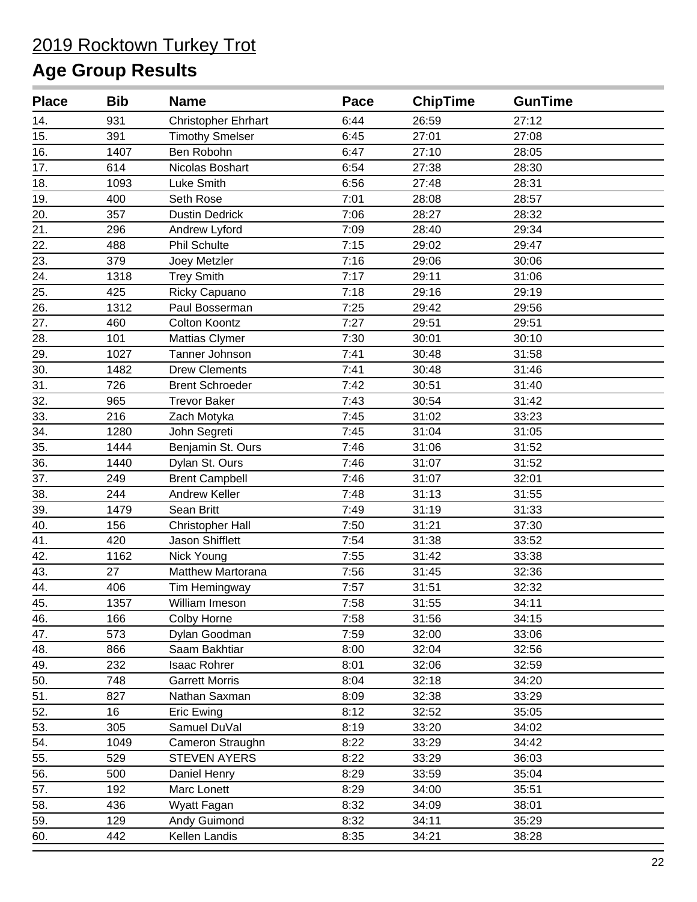# 2019 Rocktown Turkey Trot

## Age Group Results

| Place | Bib | Name | Pace | ChipTime | GunTime |
|---|---|---|---|---|---|
| 14. | 931 | Christopher Ehrhart | 6:44 | 26:59 | 27:12 |
| 15. | 391 | Timothy Smelser | 6:45 | 27:01 | 27:08 |
| 16. | 1407 | Ben Robohn | 6:47 | 27:10 | 28:05 |
| 17. | 614 | Nicolas Boshart | 6:54 | 27:38 | 28:30 |
| 18. | 1093 | Luke Smith | 6:56 | 27:48 | 28:31 |
| 19. | 400 | Seth Rose | 7:01 | 28:08 | 28:57 |
| 20. | 357 | Dustin Dedrick | 7:06 | 28:27 | 28:32 |
| 21. | 296 | Andrew Lyford | 7:09 | 28:40 | 29:34 |
| 22. | 488 | Phil Schulte | 7:15 | 29:02 | 29:47 |
| 23. | 379 | Joey Metzler | 7:16 | 29:06 | 30:06 |
| 24. | 1318 | Trey Smith | 7:17 | 29:11 | 31:06 |
| 25. | 425 | Ricky Capuano | 7:18 | 29:16 | 29:19 |
| 26. | 1312 | Paul Bosserman | 7:25 | 29:42 | 29:56 |
| 27. | 460 | Colton Koontz | 7:27 | 29:51 | 29:51 |
| 28. | 101 | Mattias Clymer | 7:30 | 30:01 | 30:10 |
| 29. | 1027 | Tanner Johnson | 7:41 | 30:48 | 31:58 |
| 30. | 1482 | Drew Clements | 7:41 | 30:48 | 31:46 |
| 31. | 726 | Brent Schroeder | 7:42 | 30:51 | 31:40 |
| 32. | 965 | Trevor Baker | 7:43 | 30:54 | 31:42 |
| 33. | 216 | Zach Motyka | 7:45 | 31:02 | 33:23 |
| 34. | 1280 | John Segreti | 7:45 | 31:04 | 31:05 |
| 35. | 1444 | Benjamin St. Ours | 7:46 | 31:06 | 31:52 |
| 36. | 1440 | Dylan St. Ours | 7:46 | 31:07 | 31:52 |
| 37. | 249 | Brent Campbell | 7:46 | 31:07 | 32:01 |
| 38. | 244 | Andrew Keller | 7:48 | 31:13 | 31:55 |
| 39. | 1479 | Sean Britt | 7:49 | 31:19 | 31:33 |
| 40. | 156 | Christopher Hall | 7:50 | 31:21 | 37:30 |
| 41. | 420 | Jason Shifflett | 7:54 | 31:38 | 33:52 |
| 42. | 1162 | Nick Young | 7:55 | 31:42 | 33:38 |
| 43. | 27 | Matthew Martorana | 7:56 | 31:45 | 32:36 |
| 44. | 406 | Tim Hemingway | 7:57 | 31:51 | 32:32 |
| 45. | 1357 | William Imeson | 7:58 | 31:55 | 34:11 |
| 46. | 166 | Colby Horne | 7:58 | 31:56 | 34:15 |
| 47. | 573 | Dylan Goodman | 7:59 | 32:00 | 33:06 |
| 48. | 866 | Saam Bakhtiar | 8:00 | 32:04 | 32:56 |
| 49. | 232 | Isaac Rohrer | 8:01 | 32:06 | 32:59 |
| 50. | 748 | Garrett Morris | 8:04 | 32:18 | 34:20 |
| 51. | 827 | Nathan Saxman | 8:09 | 32:38 | 33:29 |
| 52. | 16 | Eric Ewing | 8:12 | 32:52 | 35:05 |
| 53. | 305 | Samuel DuVal | 8:19 | 33:20 | 34:02 |
| 54. | 1049 | Cameron Straughn | 8:22 | 33:29 | 34:42 |
| 55. | 529 | STEVEN AYERS | 8:22 | 33:29 | 36:03 |
| 56. | 500 | Daniel Henry | 8:29 | 33:59 | 35:04 |
| 57. | 192 | Marc Lonett | 8:29 | 34:00 | 35:51 |
| 58. | 436 | Wyatt Fagan | 8:32 | 34:09 | 38:01 |
| 59. | 129 | Andy Guimond | 8:32 | 34:11 | 35:29 |
| 60. | 442 | Kellen Landis | 8:35 | 34:21 | 38:28 |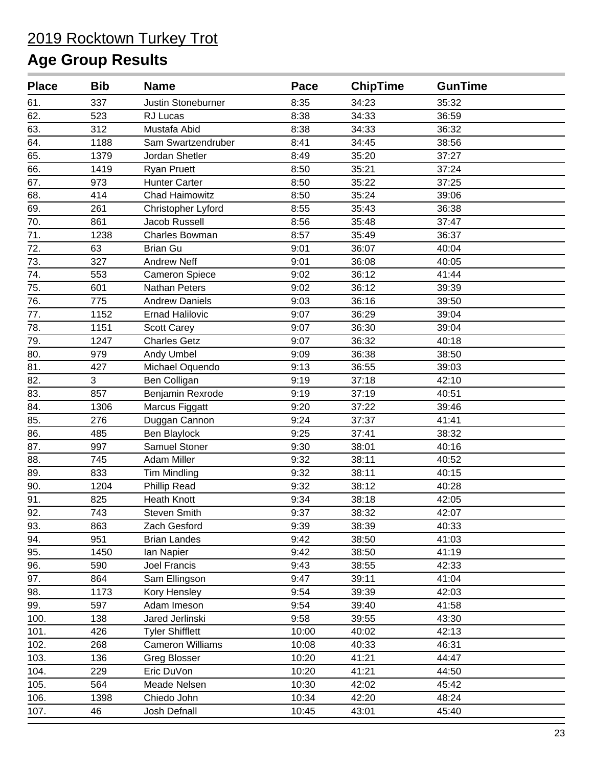# 2019 Rocktown Turkey Trot

## Age Group Results

| Place | Bib | Name | Pace | ChipTime | GunTime |
|---|---|---|---|---|---|
| 61. | 337 | Justin Stoneburner | 8:35 | 34:23 | 35:32 |
| 62. | 523 | RJ Lucas | 8:38 | 34:33 | 36:59 |
| 63. | 312 | Mustafa Abid | 8:38 | 34:33 | 36:32 |
| 64. | 1188 | Sam Swartzendruber | 8:41 | 34:45 | 38:56 |
| 65. | 1379 | Jordan Shetler | 8:49 | 35:20 | 37:27 |
| 66. | 1419 | Ryan Pruett | 8:50 | 35:21 | 37:24 |
| 67. | 973 | Hunter Carter | 8:50 | 35:22 | 37:25 |
| 68. | 414 | Chad Haimowitz | 8:50 | 35:24 | 39:06 |
| 69. | 261 | Christopher Lyford | 8:55 | 35:43 | 36:38 |
| 70. | 861 | Jacob Russell | 8:56 | 35:48 | 37:47 |
| 71. | 1238 | Charles Bowman | 8:57 | 35:49 | 36:37 |
| 72. | 63 | Brian Gu | 9:01 | 36:07 | 40:04 |
| 73. | 327 | Andrew Neff | 9:01 | 36:08 | 40:05 |
| 74. | 553 | Cameron Spiece | 9:02 | 36:12 | 41:44 |
| 75. | 601 | Nathan Peters | 9:02 | 36:12 | 39:39 |
| 76. | 775 | Andrew Daniels | 9:03 | 36:16 | 39:50 |
| 77. | 1152 | Ernad Halilovic | 9:07 | 36:29 | 39:04 |
| 78. | 1151 | Scott Carey | 9:07 | 36:30 | 39:04 |
| 79. | 1247 | Charles Getz | 9:07 | 36:32 | 40:18 |
| 80. | 979 | Andy Umbel | 9:09 | 36:38 | 38:50 |
| 81. | 427 | Michael Oquendo | 9:13 | 36:55 | 39:03 |
| 82. | 3 | Ben Colligan | 9:19 | 37:18 | 42:10 |
| 83. | 857 | Benjamin Rexrode | 9:19 | 37:19 | 40:51 |
| 84. | 1306 | Marcus Figgatt | 9:20 | 37:22 | 39:46 |
| 85. | 276 | Duggan Cannon | 9:24 | 37:37 | 41:41 |
| 86. | 485 | Ben Blaylock | 9:25 | 37:41 | 38:32 |
| 87. | 997 | Samuel Stoner | 9:30 | 38:01 | 40:16 |
| 88. | 745 | Adam Miller | 9:32 | 38:11 | 40:52 |
| 89. | 833 | Tim Mindling | 9:32 | 38:11 | 40:15 |
| 90. | 1204 | Phillip Read | 9:32 | 38:12 | 40:28 |
| 91. | 825 | Heath Knott | 9:34 | 38:18 | 42:05 |
| 92. | 743 | Steven Smith | 9:37 | 38:32 | 42:07 |
| 93. | 863 | Zach Gesford | 9:39 | 38:39 | 40:33 |
| 94. | 951 | Brian Landes | 9:42 | 38:50 | 41:03 |
| 95. | 1450 | Ian Napier | 9:42 | 38:50 | 41:19 |
| 96. | 590 | Joel Francis | 9:43 | 38:55 | 42:33 |
| 97. | 864 | Sam Ellingson | 9:47 | 39:11 | 41:04 |
| 98. | 1173 | Kory Hensley | 9:54 | 39:39 | 42:03 |
| 99. | 597 | Adam Imeson | 9:54 | 39:40 | 41:58 |
| 100. | 138 | Jared Jerlinski | 9:58 | 39:55 | 43:30 |
| 101. | 426 | Tyler Shifflett | 10:00 | 40:02 | 42:13 |
| 102. | 268 | Cameron Williams | 10:08 | 40:33 | 46:31 |
| 103. | 136 | Greg Blosser | 10:20 | 41:21 | 44:47 |
| 104. | 229 | Eric DuVon | 10:20 | 41:21 | 44:50 |
| 105. | 564 | Meade Nelsen | 10:30 | 42:02 | 45:42 |
| 106. | 1398 | Chiedo John | 10:34 | 42:20 | 48:24 |
| 107. | 46 | Josh Defnall | 10:45 | 43:01 | 45:40 |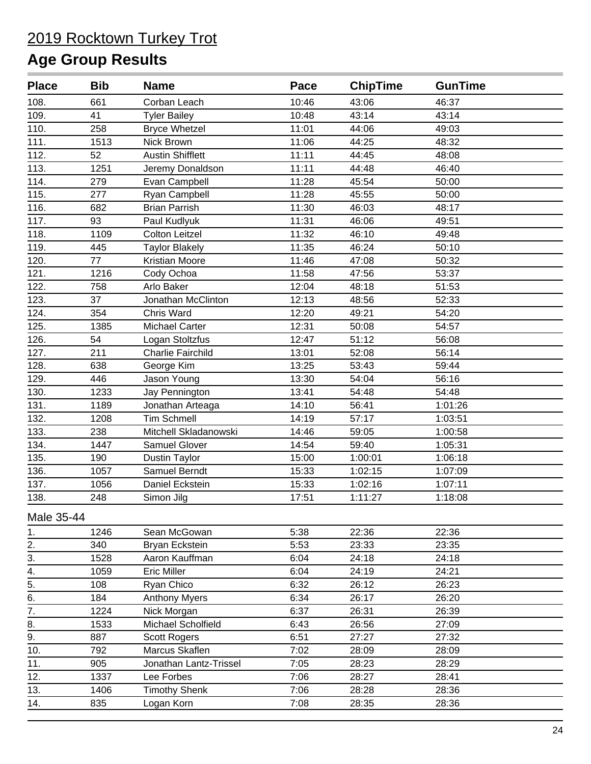# 2019 Rocktown Turkey Trot

## Age Group Results

| Place | Bib | Name | Pace | ChipTime | GunTime |
|---|---|---|---|---|---|
| 108. | 661 | Corban Leach | 10:46 | 43:06 | 46:37 |
| 109. | 41 | Tyler Bailey | 10:48 | 43:14 | 43:14 |
| 110. | 258 | Bryce Whetzel | 11:01 | 44:06 | 49:03 |
| 111. | 1513 | Nick Brown | 11:06 | 44:25 | 48:32 |
| 112. | 52 | Austin Shifflett | 11:11 | 44:45 | 48:08 |
| 113. | 1251 | Jeremy Donaldson | 11:11 | 44:48 | 46:40 |
| 114. | 279 | Evan Campbell | 11:28 | 45:54 | 50:00 |
| 115. | 277 | Ryan Campbell | 11:28 | 45:55 | 50:00 |
| 116. | 682 | Brian Parrish | 11:30 | 46:03 | 48:17 |
| 117. | 93 | Paul Kudlyuk | 11:31 | 46:06 | 49:51 |
| 118. | 1109 | Colton Leitzel | 11:32 | 46:10 | 49:48 |
| 119. | 445 | Taylor Blakely | 11:35 | 46:24 | 50:10 |
| 120. | 77 | Kristian Moore | 11:46 | 47:08 | 50:32 |
| 121. | 1216 | Cody Ochoa | 11:58 | 47:56 | 53:37 |
| 122. | 758 | Arlo Baker | 12:04 | 48:18 | 51:53 |
| 123. | 37 | Jonathan McClinton | 12:13 | 48:56 | 52:33 |
| 124. | 354 | Chris Ward | 12:20 | 49:21 | 54:20 |
| 125. | 1385 | Michael Carter | 12:31 | 50:08 | 54:57 |
| 126. | 54 | Logan Stoltzfus | 12:47 | 51:12 | 56:08 |
| 127. | 211 | Charlie Fairchild | 13:01 | 52:08 | 56:14 |
| 128. | 638 | George Kim | 13:25 | 53:43 | 59:44 |
| 129. | 446 | Jason Young | 13:30 | 54:04 | 56:16 |
| 130. | 1233 | Jay Pennington | 13:41 | 54:48 | 54:48 |
| 131. | 1189 | Jonathan Arteaga | 14:10 | 56:41 | 1:01:26 |
| 132. | 1208 | Tim Schmell | 14:19 | 57:17 | 1:03:51 |
| 133. | 238 | Mitchell Skladanowski | 14:46 | 59:05 | 1:00:58 |
| 134. | 1447 | Samuel Glover | 14:54 | 59:40 | 1:05:31 |
| 135. | 190 | Dustin Taylor | 15:00 | 1:00:01 | 1:06:18 |
| 136. | 1057 | Samuel Berndt | 15:33 | 1:02:15 | 1:07:09 |
| 137. | 1056 | Daniel Eckstein | 15:33 | 1:02:16 | 1:07:11 |
| 138. | 248 | Simon Jilg | 17:51 | 1:11:27 | 1:18:08 |

Male 35-44

| Place | Bib | Name | Pace | ChipTime | GunTime |
|---|---|---|---|---|---|
| 1. | 1246 | Sean McGowan | 5:38 | 22:36 | 22:36 |
| 2. | 340 | Bryan Eckstein | 5:53 | 23:33 | 23:35 |
| 3. | 1528 | Aaron Kauffman | 6:04 | 24:18 | 24:18 |
| 4. | 1059 | Eric Miller | 6:04 | 24:19 | 24:21 |
| 5. | 108 | Ryan Chico | 6:32 | 26:12 | 26:23 |
| 6. | 184 | Anthony Myers | 6:34 | 26:17 | 26:20 |
| 7. | 1224 | Nick Morgan | 6:37 | 26:31 | 26:39 |
| 8. | 1533 | Michael Scholfield | 6:43 | 26:56 | 27:09 |
| 9. | 887 | Scott Rogers | 6:51 | 27:27 | 27:32 |
| 10. | 792 | Marcus Skaflen | 7:02 | 28:09 | 28:09 |
| 11. | 905 | Jonathan Lantz-Trissel | 7:05 | 28:23 | 28:29 |
| 12. | 1337 | Lee Forbes | 7:06 | 28:27 | 28:41 |
| 13. | 1406 | Timothy Shenk | 7:06 | 28:28 | 28:36 |
| 14. | 835 | Logan Korn | 7:08 | 28:35 | 28:36 |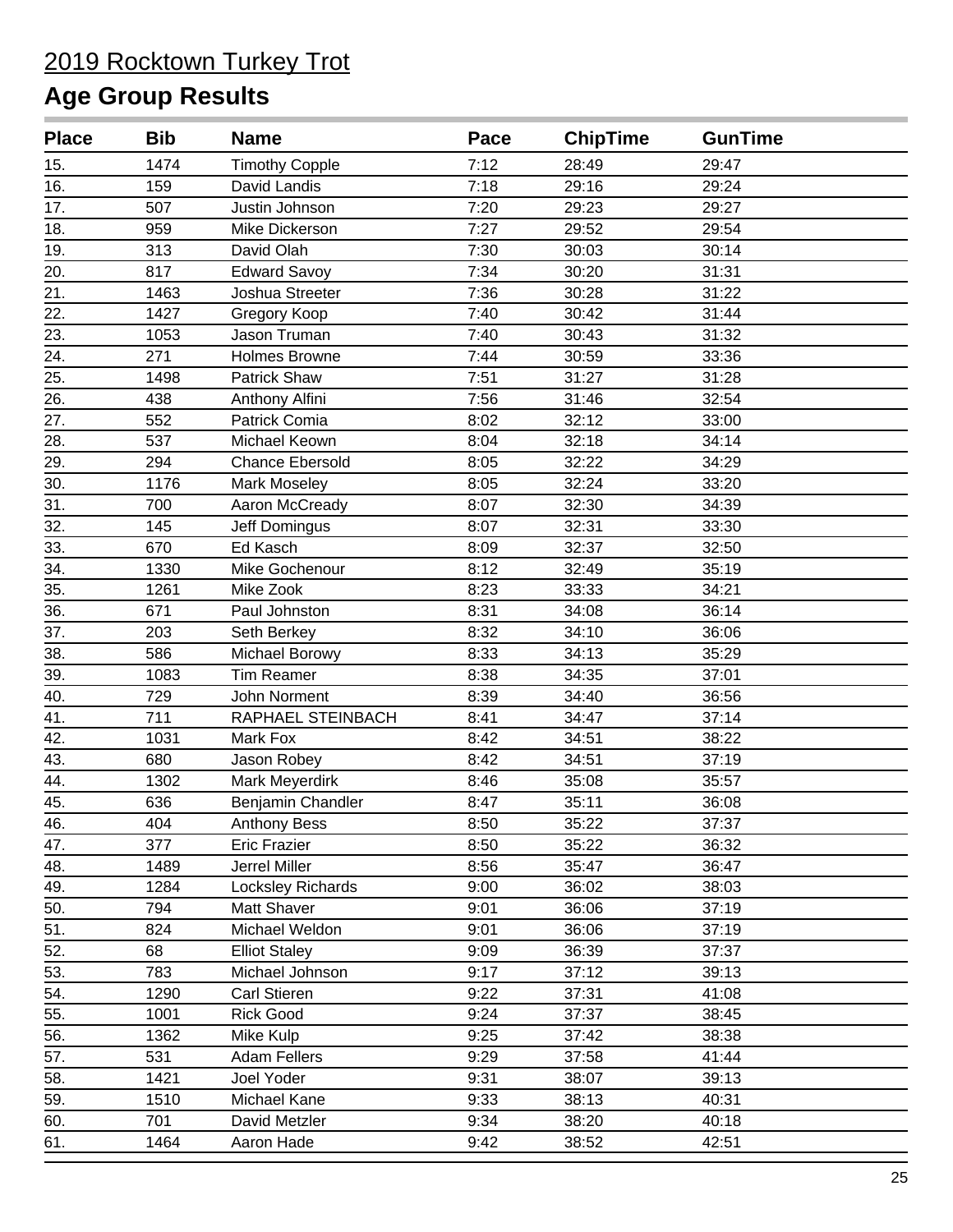2019 Rocktown Turkey Trot

## Age Group Results

| Place | Bib | Name | Pace | ChipTime | GunTime |
|---|---|---|---|---|---|
| 15. | 1474 | Timothy Copple | 7:12 | 28:49 | 29:47 |
| 16. | 159 | David Landis | 7:18 | 29:16 | 29:24 |
| 17. | 507 | Justin Johnson | 7:20 | 29:23 | 29:27 |
| 18. | 959 | Mike Dickerson | 7:27 | 29:52 | 29:54 |
| 19. | 313 | David Olah | 7:30 | 30:03 | 30:14 |
| 20. | 817 | Edward Savoy | 7:34 | 30:20 | 31:31 |
| 21. | 1463 | Joshua Streeter | 7:36 | 30:28 | 31:22 |
| 22. | 1427 | Gregory Koop | 7:40 | 30:42 | 31:44 |
| 23. | 1053 | Jason Truman | 7:40 | 30:43 | 31:32 |
| 24. | 271 | Holmes Browne | 7:44 | 30:59 | 33:36 |
| 25. | 1498 | Patrick Shaw | 7:51 | 31:27 | 31:28 |
| 26. | 438 | Anthony Alfini | 7:56 | 31:46 | 32:54 |
| 27. | 552 | Patrick Comia | 8:02 | 32:12 | 33:00 |
| 28. | 537 | Michael Keown | 8:04 | 32:18 | 34:14 |
| 29. | 294 | Chance Ebersold | 8:05 | 32:22 | 34:29 |
| 30. | 1176 | Mark Moseley | 8:05 | 32:24 | 33:20 |
| 31. | 700 | Aaron McCready | 8:07 | 32:30 | 34:39 |
| 32. | 145 | Jeff Domingus | 8:07 | 32:31 | 33:30 |
| 33. | 670 | Ed Kasch | 8:09 | 32:37 | 32:50 |
| 34. | 1330 | Mike Gochenour | 8:12 | 32:49 | 35:19 |
| 35. | 1261 | Mike Zook | 8:23 | 33:33 | 34:21 |
| 36. | 671 | Paul Johnston | 8:31 | 34:08 | 36:14 |
| 37. | 203 | Seth Berkey | 8:32 | 34:10 | 36:06 |
| 38. | 586 | Michael Borowy | 8:33 | 34:13 | 35:29 |
| 39. | 1083 | Tim Reamer | 8:38 | 34:35 | 37:01 |
| 40. | 729 | John Norment | 8:39 | 34:40 | 36:56 |
| 41. | 711 | RAPHAEL STEINBACH | 8:41 | 34:47 | 37:14 |
| 42. | 1031 | Mark Fox | 8:42 | 34:51 | 38:22 |
| 43. | 680 | Jason Robey | 8:42 | 34:51 | 37:19 |
| 44. | 1302 | Mark Meyerdirk | 8:46 | 35:08 | 35:57 |
| 45. | 636 | Benjamin Chandler | 8:47 | 35:11 | 36:08 |
| 46. | 404 | Anthony Bess | 8:50 | 35:22 | 37:37 |
| 47. | 377 | Eric Frazier | 8:50 | 35:22 | 36:32 |
| 48. | 1489 | Jerrel Miller | 8:56 | 35:47 | 36:47 |
| 49. | 1284 | Locksley Richards | 9:00 | 36:02 | 38:03 |
| 50. | 794 | Matt Shaver | 9:01 | 36:06 | 37:19 |
| 51. | 824 | Michael Weldon | 9:01 | 36:06 | 37:19 |
| 52. | 68 | Elliot Staley | 9:09 | 36:39 | 37:37 |
| 53. | 783 | Michael Johnson | 9:17 | 37:12 | 39:13 |
| 54. | 1290 | Carl Stieren | 9:22 | 37:31 | 41:08 |
| 55. | 1001 | Rick Good | 9:24 | 37:37 | 38:45 |
| 56. | 1362 | Mike Kulp | 9:25 | 37:42 | 38:38 |
| 57. | 531 | Adam Fellers | 9:29 | 37:58 | 41:44 |
| 58. | 1421 | Joel Yoder | 9:31 | 38:07 | 39:13 |
| 59. | 1510 | Michael Kane | 9:33 | 38:13 | 40:31 |
| 60. | 701 | David Metzler | 9:34 | 38:20 | 40:18 |
| 61. | 1464 | Aaron Hade | 9:42 | 38:52 | 42:51 |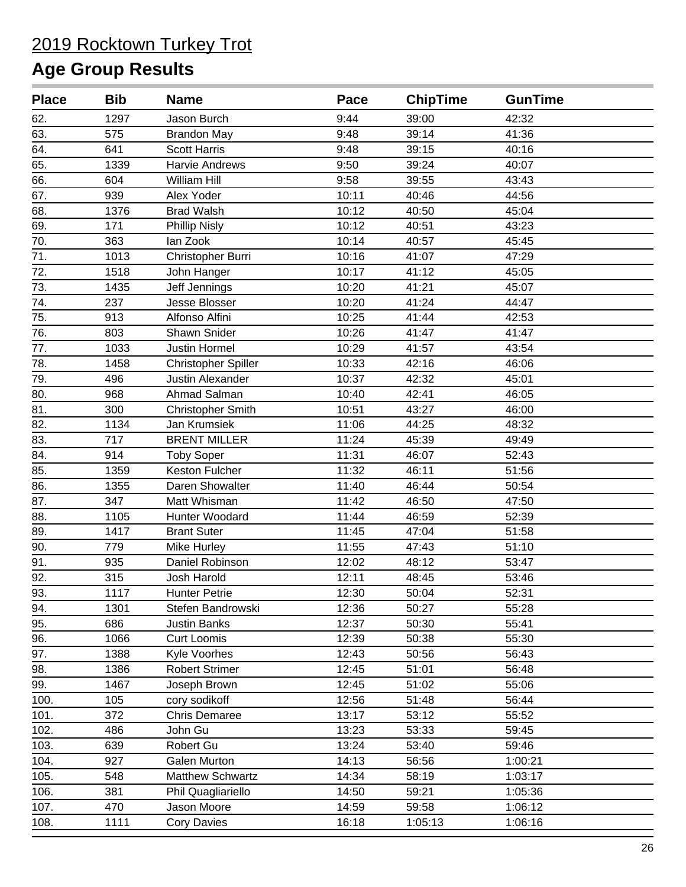# 2019 Rocktown Turkey Trot

## Age Group Results

| Place | Bib | Name | Pace | ChipTime | GunTime |
|---|---|---|---|---|---|
| 62. | 1297 | Jason Burch | 9:44 | 39:00 | 42:32 |
| 63. | 575 | Brandon May | 9:48 | 39:14 | 41:36 |
| 64. | 641 | Scott Harris | 9:48 | 39:15 | 40:16 |
| 65. | 1339 | Harvie Andrews | 9:50 | 39:24 | 40:07 |
| 66. | 604 | William Hill | 9:58 | 39:55 | 43:43 |
| 67. | 939 | Alex Yoder | 10:11 | 40:46 | 44:56 |
| 68. | 1376 | Brad Walsh | 10:12 | 40:50 | 45:04 |
| 69. | 171 | Phillip Nisly | 10:12 | 40:51 | 43:23 |
| 70. | 363 | Ian Zook | 10:14 | 40:57 | 45:45 |
| 71. | 1013 | Christopher Burri | 10:16 | 41:07 | 47:29 |
| 72. | 1518 | John Hanger | 10:17 | 41:12 | 45:05 |
| 73. | 1435 | Jeff Jennings | 10:20 | 41:21 | 45:07 |
| 74. | 237 | Jesse Blosser | 10:20 | 41:24 | 44:47 |
| 75. | 913 | Alfonso Alfini | 10:25 | 41:44 | 42:53 |
| 76. | 803 | Shawn Snider | 10:26 | 41:47 | 41:47 |
| 77. | 1033 | Justin Hormel | 10:29 | 41:57 | 43:54 |
| 78. | 1458 | Christopher Spiller | 10:33 | 42:16 | 46:06 |
| 79. | 496 | Justin Alexander | 10:37 | 42:32 | 45:01 |
| 80. | 968 | Ahmad Salman | 10:40 | 42:41 | 46:05 |
| 81. | 300 | Christopher Smith | 10:51 | 43:27 | 46:00 |
| 82. | 1134 | Jan Krumsiek | 11:06 | 44:25 | 48:32 |
| 83. | 717 | BRENT MILLER | 11:24 | 45:39 | 49:49 |
| 84. | 914 | Toby Soper | 11:31 | 46:07 | 52:43 |
| 85. | 1359 | Keston Fulcher | 11:32 | 46:11 | 51:56 |
| 86. | 1355 | Daren Showalter | 11:40 | 46:44 | 50:54 |
| 87. | 347 | Matt Whisman | 11:42 | 46:50 | 47:50 |
| 88. | 1105 | Hunter Woodard | 11:44 | 46:59 | 52:39 |
| 89. | 1417 | Brant Suter | 11:45 | 47:04 | 51:58 |
| 90. | 779 | Mike Hurley | 11:55 | 47:43 | 51:10 |
| 91. | 935 | Daniel Robinson | 12:02 | 48:12 | 53:47 |
| 92. | 315 | Josh Harold | 12:11 | 48:45 | 53:46 |
| 93. | 1117 | Hunter Petrie | 12:30 | 50:04 | 52:31 |
| 94. | 1301 | Stefen Bandrowski | 12:36 | 50:27 | 55:28 |
| 95. | 686 | Justin Banks | 12:37 | 50:30 | 55:41 |
| 96. | 1066 | Curt Loomis | 12:39 | 50:38 | 55:30 |
| 97. | 1388 | Kyle Voorhes | 12:43 | 50:56 | 56:43 |
| 98. | 1386 | Robert Strimer | 12:45 | 51:01 | 56:48 |
| 99. | 1467 | Joseph Brown | 12:45 | 51:02 | 55:06 |
| 100. | 105 | cory sodikoff | 12:56 | 51:48 | 56:44 |
| 101. | 372 | Chris Demaree | 13:17 | 53:12 | 55:52 |
| 102. | 486 | John Gu | 13:23 | 53:33 | 59:45 |
| 103. | 639 | Robert Gu | 13:24 | 53:40 | 59:46 |
| 104. | 927 | Galen Murton | 14:13 | 56:56 | 1:00:21 |
| 105. | 548 | Matthew Schwartz | 14:34 | 58:19 | 1:03:17 |
| 106. | 381 | Phil Quagliariello | 14:50 | 59:21 | 1:05:36 |
| 107. | 470 | Jason Moore | 14:59 | 59:58 | 1:06:12 |
| 108. | 1111 | Cory Davies | 16:18 | 1:05:13 | 1:06:16 |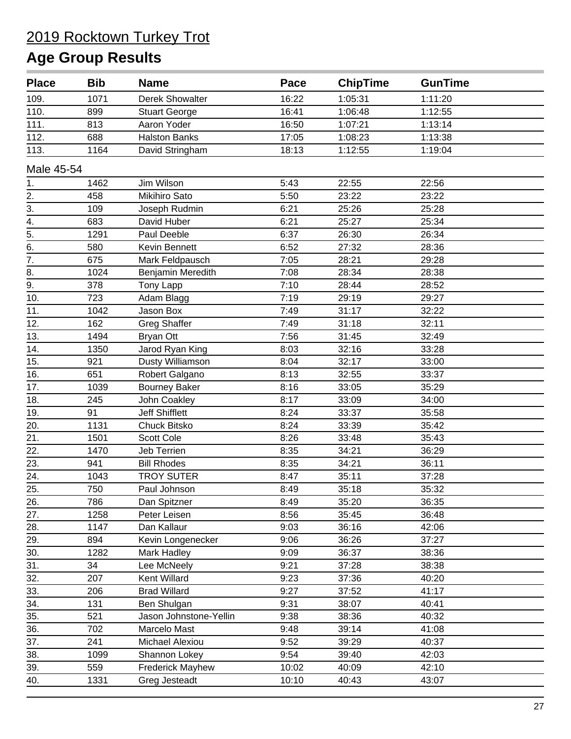# 2019 Rocktown Turkey Trot

## Age Group Results

| Place | Bib | Name | Pace | ChipTime | GunTime |
|---|---|---|---|---|---|
| 109. | 1071 | Derek Showalter | 16:22 | 1:05:31 | 1:11:20 |
| 110. | 899 | Stuart George | 16:41 | 1:06:48 | 1:12:55 |
| 111. | 813 | Aaron Yoder | 16:50 | 1:07:21 | 1:13:14 |
| 112. | 688 | Halston Banks | 17:05 | 1:08:23 | 1:13:38 |
| 113. | 1164 | David Stringham | 18:13 | 1:12:55 | 1:19:04 |

### Male 45-54

| Place | Bib | Name | Pace | ChipTime | GunTime |
|---|---|---|---|---|---|
| 1. | 1462 | Jim Wilson | 5:43 | 22:55 | 22:56 |
| 2. | 458 | Mikihiro Sato | 5:50 | 23:22 | 23:22 |
| 3. | 109 | Joseph Rudmin | 6:21 | 25:26 | 25:28 |
| 4. | 683 | David Huber | 6:21 | 25:27 | 25:34 |
| 5. | 1291 | Paul Deeble | 6:37 | 26:30 | 26:34 |
| 6. | 580 | Kevin Bennett | 6:52 | 27:32 | 28:36 |
| 7. | 675 | Mark Feldpausch | 7:05 | 28:21 | 29:28 |
| 8. | 1024 | Benjamin Meredith | 7:08 | 28:34 | 28:38 |
| 9. | 378 | Tony Lapp | 7:10 | 28:44 | 28:52 |
| 10. | 723 | Adam Blagg | 7:19 | 29:19 | 29:27 |
| 11. | 1042 | Jason Box | 7:49 | 31:17 | 32:22 |
| 12. | 162 | Greg Shaffer | 7:49 | 31:18 | 32:11 |
| 13. | 1494 | Bryan Ott | 7:56 | 31:45 | 32:49 |
| 14. | 1350 | Jarod Ryan King | 8:03 | 32:16 | 33:28 |
| 15. | 921 | Dusty Williamson | 8:04 | 32:17 | 33:00 |
| 16. | 651 | Robert Galgano | 8:13 | 32:55 | 33:37 |
| 17. | 1039 | Bourney Baker | 8:16 | 33:05 | 35:29 |
| 18. | 245 | John Coakley | 8:17 | 33:09 | 34:00 |
| 19. | 91 | Jeff Shifflett | 8:24 | 33:37 | 35:58 |
| 20. | 1131 | Chuck Bitsko | 8:24 | 33:39 | 35:42 |
| 21. | 1501 | Scott Cole | 8:26 | 33:48 | 35:43 |
| 22. | 1470 | Jeb Terrien | 8:35 | 34:21 | 36:29 |
| 23. | 941 | Bill Rhodes | 8:35 | 34:21 | 36:11 |
| 24. | 1043 | TROY SUTER | 8:47 | 35:11 | 37:28 |
| 25. | 750 | Paul Johnson | 8:49 | 35:18 | 35:32 |
| 26. | 786 | Dan Spitzner | 8:49 | 35:20 | 36:35 |
| 27. | 1258 | Peter Leisen | 8:56 | 35:45 | 36:48 |
| 28. | 1147 | Dan Kallaur | 9:03 | 36:16 | 42:06 |
| 29. | 894 | Kevin Longenecker | 9:06 | 36:26 | 37:27 |
| 30. | 1282 | Mark Hadley | 9:09 | 36:37 | 38:36 |
| 31. | 34 | Lee McNeely | 9:21 | 37:28 | 38:38 |
| 32. | 207 | Kent Willard | 9:23 | 37:36 | 40:20 |
| 33. | 206 | Brad Willard | 9:27 | 37:52 | 41:17 |
| 34. | 131 | Ben Shulgan | 9:31 | 38:07 | 40:41 |
| 35. | 521 | Jason Johnstone-Yellin | 9:38 | 38:36 | 40:32 |
| 36. | 702 | Marcelo Mast | 9:48 | 39:14 | 41:08 |
| 37. | 241 | Michael Alexiou | 9:52 | 39:29 | 40:37 |
| 38. | 1099 | Shannon Lokey | 9:54 | 39:40 | 42:03 |
| 39. | 559 | Frederick Mayhew | 10:02 | 40:09 | 42:10 |
| 40. | 1331 | Greg Jesteadt | 10:10 | 40:43 | 43:07 |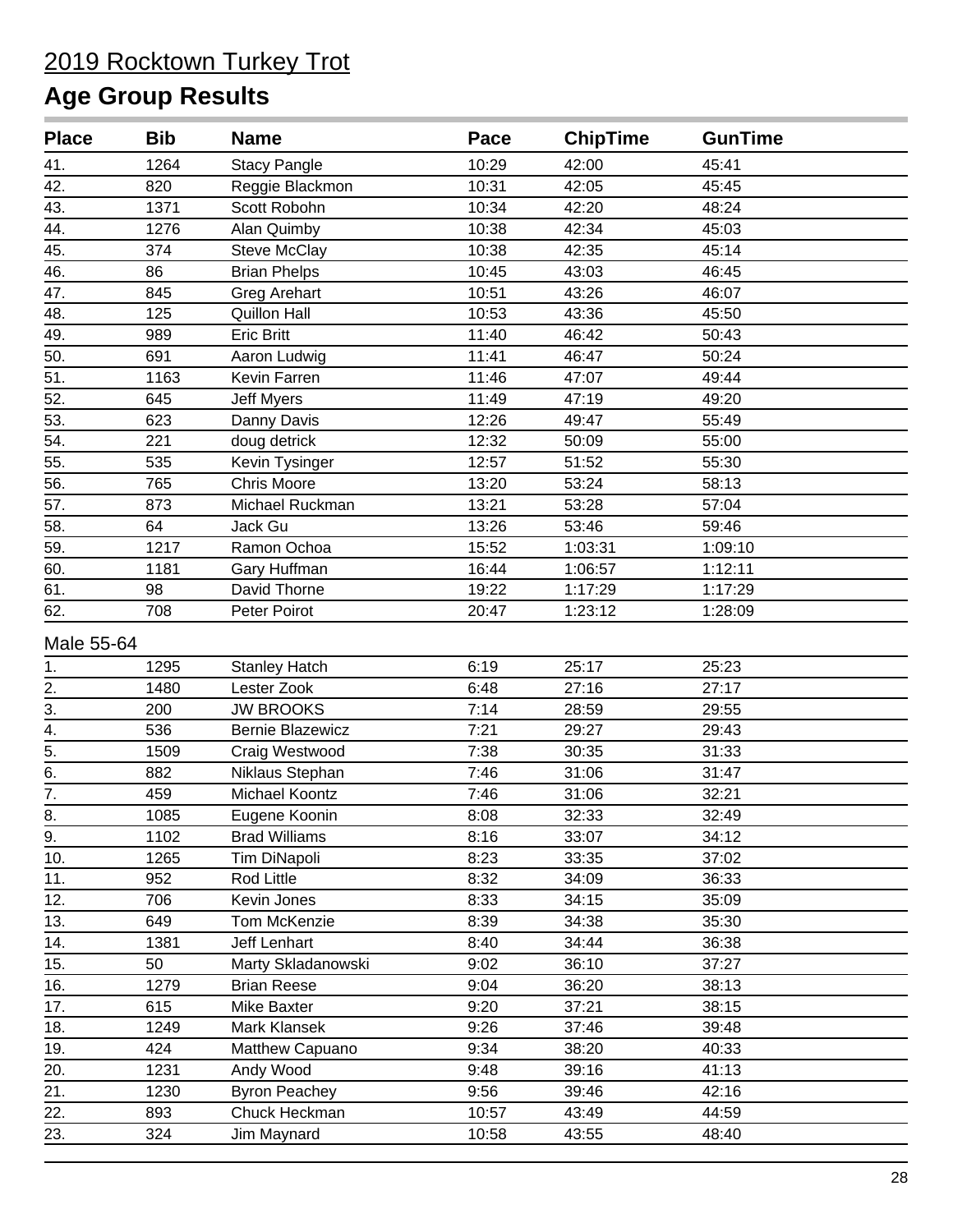# 2019 Rocktown Turkey Trot

## Age Group Results

| Place | Bib | Name | Pace | ChipTime | GunTime |
|---|---|---|---|---|---|
| 41. | 1264 | Stacy Pangle | 10:29 | 42:00 | 45:41 |
| 42. | 820 | Reggie Blackmon | 10:31 | 42:05 | 45:45 |
| 43. | 1371 | Scott Robohn | 10:34 | 42:20 | 48:24 |
| 44. | 1276 | Alan Quimby | 10:38 | 42:34 | 45:03 |
| 45. | 374 | Steve McClay | 10:38 | 42:35 | 45:14 |
| 46. | 86 | Brian Phelps | 10:45 | 43:03 | 46:45 |
| 47. | 845 | Greg Arehart | 10:51 | 43:26 | 46:07 |
| 48. | 125 | Quillon Hall | 10:53 | 43:36 | 45:50 |
| 49. | 989 | Eric Britt | 11:40 | 46:42 | 50:43 |
| 50. | 691 | Aaron Ludwig | 11:41 | 46:47 | 50:24 |
| 51. | 1163 | Kevin Farren | 11:46 | 47:07 | 49:44 |
| 52. | 645 | Jeff Myers | 11:49 | 47:19 | 49:20 |
| 53. | 623 | Danny Davis | 12:26 | 49:47 | 55:49 |
| 54. | 221 | doug detrick | 12:32 | 50:09 | 55:00 |
| 55. | 535 | Kevin Tysinger | 12:57 | 51:52 | 55:30 |
| 56. | 765 | Chris Moore | 13:20 | 53:24 | 58:13 |
| 57. | 873 | Michael Ruckman | 13:21 | 53:28 | 57:04 |
| 58. | 64 | Jack Gu | 13:26 | 53:46 | 59:46 |
| 59. | 1217 | Ramon Ochoa | 15:52 | 1:03:31 | 1:09:10 |
| 60. | 1181 | Gary Huffman | 16:44 | 1:06:57 | 1:12:11 |
| 61. | 98 | David Thorne | 19:22 | 1:17:29 | 1:17:29 |
| 62. | 708 | Peter Poirot | 20:47 | 1:23:12 | 1:28:09 |

Male 55-64

| Place | Bib | Name | Pace | ChipTime | GunTime |
|---|---|---|---|---|---|
| 1. | 1295 | Stanley Hatch | 6:19 | 25:17 | 25:23 |
| 2. | 1480 | Lester Zook | 6:48 | 27:16 | 27:17 |
| 3. | 200 | JW BROOKS | 7:14 | 28:59 | 29:55 |
| 4. | 536 | Bernie Blazewicz | 7:21 | 29:27 | 29:43 |
| 5. | 1509 | Craig Westwood | 7:38 | 30:35 | 31:33 |
| 6. | 882 | Niklaus Stephan | 7:46 | 31:06 | 31:47 |
| 7. | 459 | Michael Koontz | 7:46 | 31:06 | 32:21 |
| 8. | 1085 | Eugene Koonin | 8:08 | 32:33 | 32:49 |
| 9. | 1102 | Brad Williams | 8:16 | 33:07 | 34:12 |
| 10. | 1265 | Tim DiNapoli | 8:23 | 33:35 | 37:02 |
| 11. | 952 | Rod Little | 8:32 | 34:09 | 36:33 |
| 12. | 706 | Kevin Jones | 8:33 | 34:15 | 35:09 |
| 13. | 649 | Tom McKenzie | 8:39 | 34:38 | 35:30 |
| 14. | 1381 | Jeff Lenhart | 8:40 | 34:44 | 36:38 |
| 15. | 50 | Marty Skladanowski | 9:02 | 36:10 | 37:27 |
| 16. | 1279 | Brian Reese | 9:04 | 36:20 | 38:13 |
| 17. | 615 | Mike Baxter | 9:20 | 37:21 | 38:15 |
| 18. | 1249 | Mark Klansek | 9:26 | 37:46 | 39:48 |
| 19. | 424 | Matthew Capuano | 9:34 | 38:20 | 40:33 |
| 20. | 1231 | Andy Wood | 9:48 | 39:16 | 41:13 |
| 21. | 1230 | Byron Peachey | 9:56 | 39:46 | 42:16 |
| 22. | 893 | Chuck Heckman | 10:57 | 43:49 | 44:59 |
| 23. | 324 | Jim Maynard | 10:58 | 43:55 | 48:40 |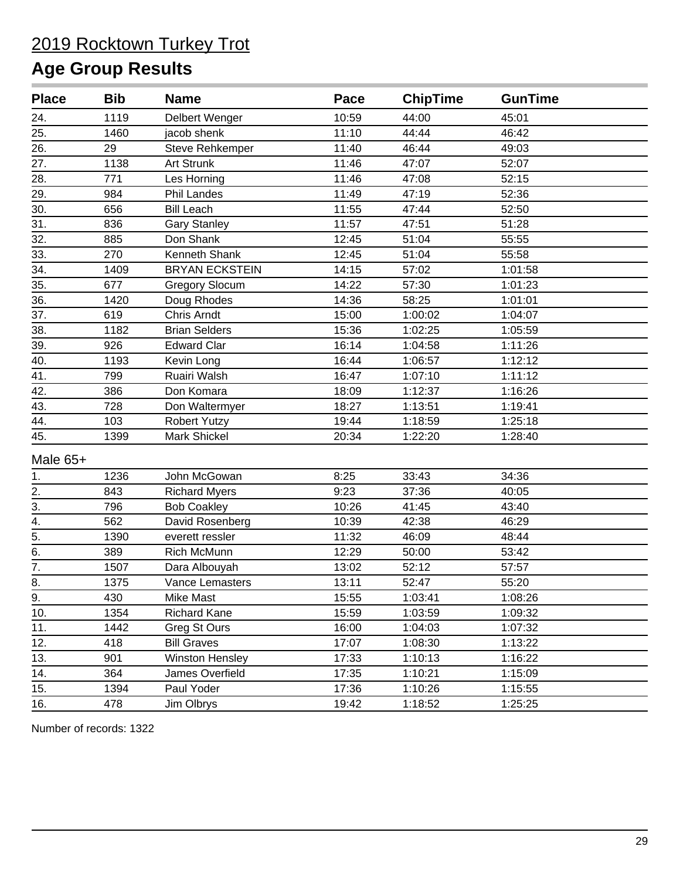# 2019 Rocktown Turkey Trot

## Age Group Results

| Place | Bib | Name | Pace | ChipTime | GunTime |
|---|---|---|---|---|---|
| 24. | 1119 | Delbert Wenger | 10:59 | 44:00 | 45:01 |
| 25. | 1460 | jacob shenk | 11:10 | 44:44 | 46:42 |
| 26. | 29 | Steve Rehkemper | 11:40 | 46:44 | 49:03 |
| 27. | 1138 | Art Strunk | 11:46 | 47:07 | 52:07 |
| 28. | 771 | Les Horning | 11:46 | 47:08 | 52:15 |
| 29. | 984 | Phil Landes | 11:49 | 47:19 | 52:36 |
| 30. | 656 | Bill Leach | 11:55 | 47:44 | 52:50 |
| 31. | 836 | Gary Stanley | 11:57 | 47:51 | 51:28 |
| 32. | 885 | Don Shank | 12:45 | 51:04 | 55:55 |
| 33. | 270 | Kenneth Shank | 12:45 | 51:04 | 55:58 |
| 34. | 1409 | BRYAN ECKSTEIN | 14:15 | 57:02 | 1:01:58 |
| 35. | 677 | Gregory Slocum | 14:22 | 57:30 | 1:01:23 |
| 36. | 1420 | Doug Rhodes | 14:36 | 58:25 | 1:01:01 |
| 37. | 619 | Chris Arndt | 15:00 | 1:00:02 | 1:04:07 |
| 38. | 1182 | Brian Selders | 15:36 | 1:02:25 | 1:05:59 |
| 39. | 926 | Edward Clar | 16:14 | 1:04:58 | 1:11:26 |
| 40. | 1193 | Kevin Long | 16:44 | 1:06:57 | 1:12:12 |
| 41. | 799 | Ruairi Walsh | 16:47 | 1:07:10 | 1:11:12 |
| 42. | 386 | Don Komara | 18:09 | 1:12:37 | 1:16:26 |
| 43. | 728 | Don Waltermyer | 18:27 | 1:13:51 | 1:19:41 |
| 44. | 103 | Robert Yutzy | 19:44 | 1:18:59 | 1:25:18 |
| 45. | 1399 | Mark Shickel | 20:34 | 1:22:20 | 1:28:40 |

Male 65+

| Place | Bib | Name | Pace | ChipTime | GunTime |
|---|---|---|---|---|---|
| 1. | 1236 | John McGowan | 8:25 | 33:43 | 34:36 |
| 2. | 843 | Richard Myers | 9:23 | 37:36 | 40:05 |
| 3. | 796 | Bob Coakley | 10:26 | 41:45 | 43:40 |
| 4. | 562 | David Rosenberg | 10:39 | 42:38 | 46:29 |
| 5. | 1390 | everett ressler | 11:32 | 46:09 | 48:44 |
| 6. | 389 | Rich McMunn | 12:29 | 50:00 | 53:42 |
| 7. | 1507 | Dara Albouyah | 13:02 | 52:12 | 57:57 |
| 8. | 1375 | Vance Lemasters | 13:11 | 52:47 | 55:20 |
| 9. | 430 | Mike Mast | 15:55 | 1:03:41 | 1:08:26 |
| 10. | 1354 | Richard Kane | 15:59 | 1:03:59 | 1:09:32 |
| 11. | 1442 | Greg St Ours | 16:00 | 1:04:03 | 1:07:32 |
| 12. | 418 | Bill Graves | 17:07 | 1:08:30 | 1:13:22 |
| 13. | 901 | Winston Hensley | 17:33 | 1:10:13 | 1:16:22 |
| 14. | 364 | James Overfield | 17:35 | 1:10:21 | 1:15:09 |
| 15. | 1394 | Paul Yoder | 17:36 | 1:10:26 | 1:15:55 |
| 16. | 478 | Jim Olbrys | 19:42 | 1:18:52 | 1:25:25 |

Number of records: 1322